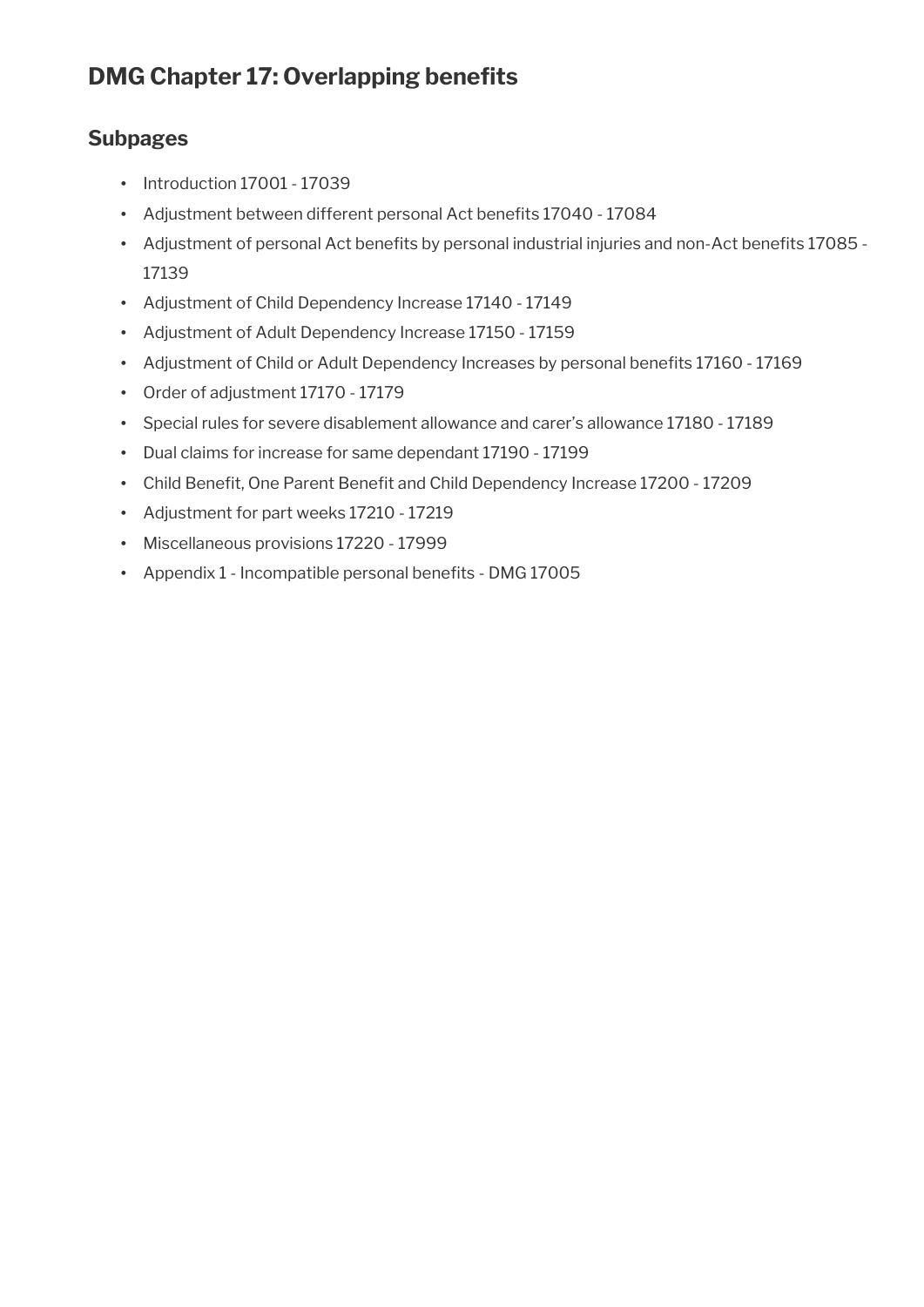# DMG Chapter 17: Overlapping benefits

## Subpages

- Introduction 17001 - 17039
- Adjustment between different personal Act benefits 17040 - 17084
- Adjustment of personal Act benefits by personal industrial injuries and non-Act benefits 17085 - 17139
- Adjustment of Child Dependency Increase 17140 - 17149
- Adjustment of Adult Dependency Increase 17150 - 17159
- Adjustment of Child or Adult Dependency Increases by personal benefits 17160 - 17169
- Order of adjustment 17170 - 17179
- Special rules for severe disablement allowance and carer's allowance 17180 - 17189
- Dual claims for increase for same dependant 17190 - 17199
- Child Benefit, One Parent Benefit and Child Dependency Increase 17200 - 17209
- Adjustment for part weeks 17210 - 17219
- Miscellaneous provisions 17220 - 17999
- Appendix 1 - Incompatible personal benefits - DMG 17005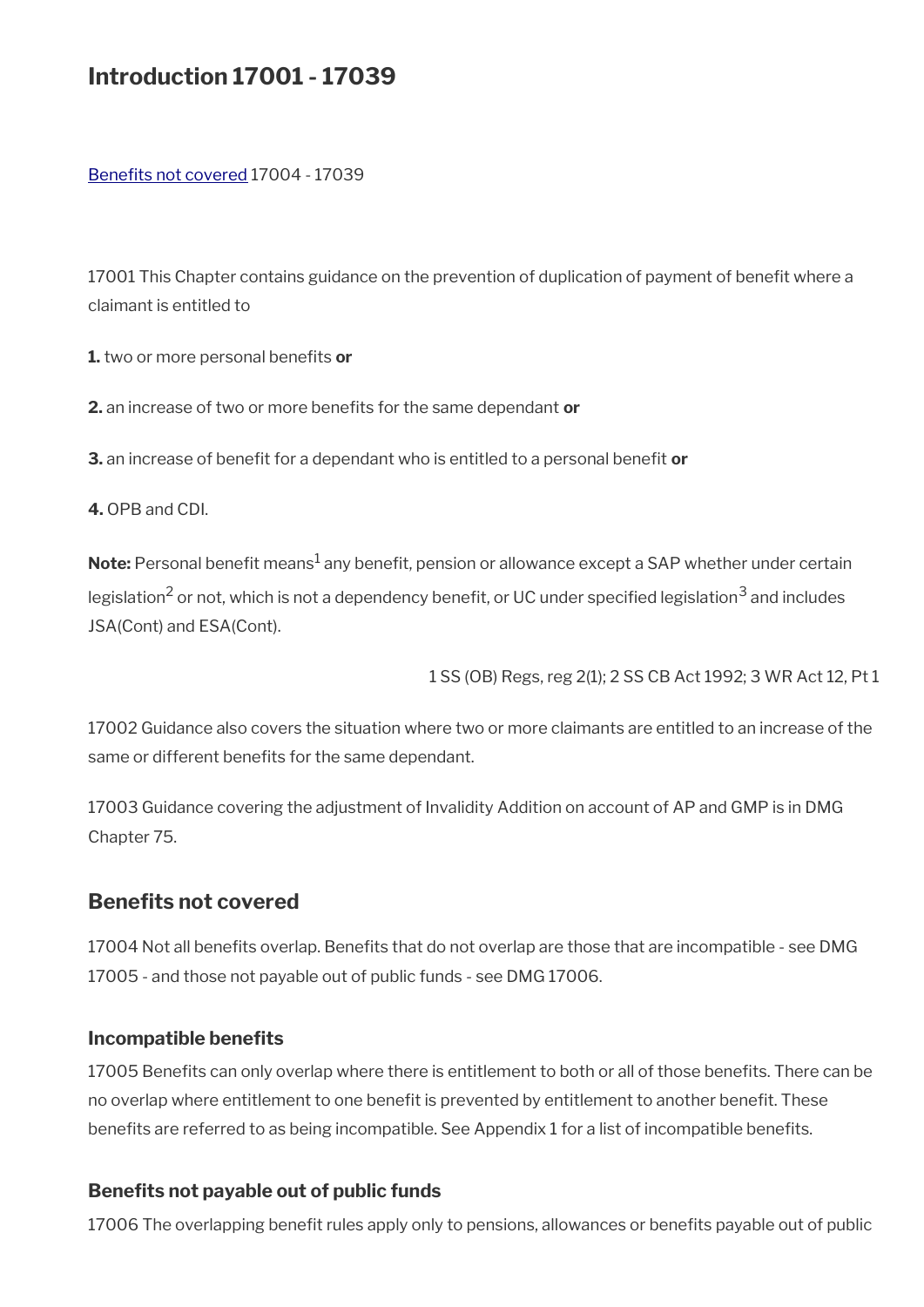## Introduction 17001 - 17039

[Benefits not covered](#) 17004 - 17039

17001 This Chapter contains guidance on the prevention of duplication of payment of benefit where a claimant is entitled to

**1.** two or more personal benefits **or**

**2.** an increase of two or more benefits for the same dependant **or**

**3.** an increase of benefit for a dependant who is entitled to a personal benefit **or**

**4.** OPB and CDI.

**Note:** Personal benefit means[1] any benefit, pension or allowance except a SAP whether under certain legislation[2] or not, which is not a dependency benefit, or UC under specified legislation[3] and includes JSA(Cont) and ESA(Cont).

1 SS (OB) Regs, reg 2(1); 2 SS CB Act 1992; 3 WR Act 12, Pt 1

17002 Guidance also covers the situation where two or more claimants are entitled to an increase of the same or different benefits for the same dependant.

17003 Guidance covering the adjustment of Invalidity Addition on account of AP and GMP is in DMG Chapter 75.

### Benefits not covered

17004 Not all benefits overlap. Benefits that do not overlap are those that are incompatible - see DMG 17005 - and those not payable out of public funds - see DMG 17006.

#### Incompatible benefits

17005 Benefits can only overlap where there is entitlement to both or all of those benefits. There can be no overlap where entitlement to one benefit is prevented by entitlement to another benefit. These benefits are referred to as being incompatible. See Appendix 1 for a list of incompatible benefits.

#### Benefits not payable out of public funds

17006 The overlapping benefit rules apply only to pensions, allowances or benefits payable out of public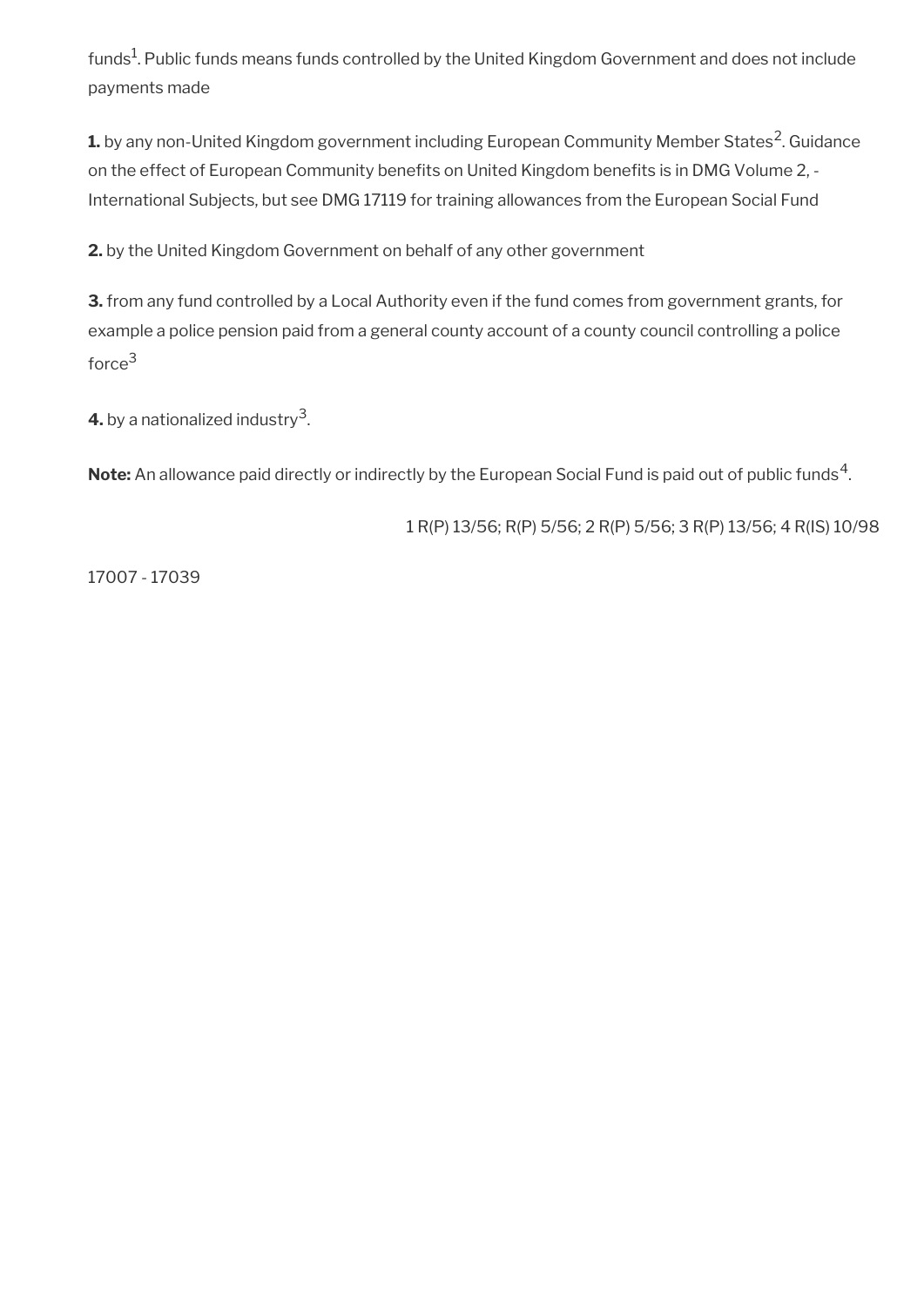funds[1]. Public funds means funds controlled by the United Kingdom Government and does not include payments made

**1.** by any non-United Kingdom government including European Community Member States[2]. Guidance on the effect of European Community benefits on United Kingdom benefits is in DMG Volume 2, - International Subjects, but see DMG 17119 for training allowances from the European Social Fund

**2.** by the United Kingdom Government on behalf of any other government

**3.** from any fund controlled by a Local Authority even if the fund comes from government grants, for example a police pension paid from a general county account of a county council controlling a police force[3]

**4.** by a nationalized industry[3].

**Note:** An allowance paid directly or indirectly by the European Social Fund is paid out of public funds[4].

1 R(P) 13/56; R(P) 5/56; 2 R(P) 5/56; 3 R(P) 13/56; 4 R(IS) 10/98

17007 - 17039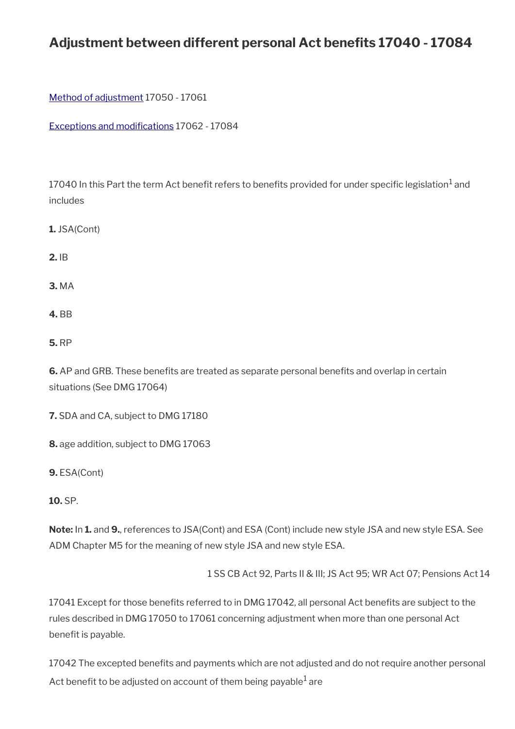# Adjustment between different personal Act benefits 17040 - 17084

[Method of adjustment](#) 17050 - 17061

[Exceptions and modifications](#) 17062 - 17084

17040 In this Part the term Act benefit refers to benefits provided for under specific legislation[1] and includes

**1.** JSA(Cont)

**2.** IB

**3.** MA

**4.** BB

**5.** RP

**6.** AP and GRB. These benefits are treated as separate personal benefits and overlap in certain situations (See DMG 17064)

**7.** SDA and CA, subject to DMG 17180

**8.** age addition, subject to DMG 17063

**9.** ESA(Cont)

**10.** SP.

**Note:** In **1.** and **9.**, references to JSA(Cont) and ESA (Cont) include new style JSA and new style ESA. See ADM Chapter M5 for the meaning of new style JSA and new style ESA.

1 SS CB Act 92, Parts II & III; JS Act 95; WR Act 07; Pensions Act 14

17041 Except for those benefits referred to in DMG 17042, all personal Act benefits are subject to the rules described in DMG 17050 to 17061 concerning adjustment when more than one personal Act benefit is payable.

17042 The excepted benefits and payments which are not adjusted and do not require another personal Act benefit to be adjusted on account of them being payable[1] are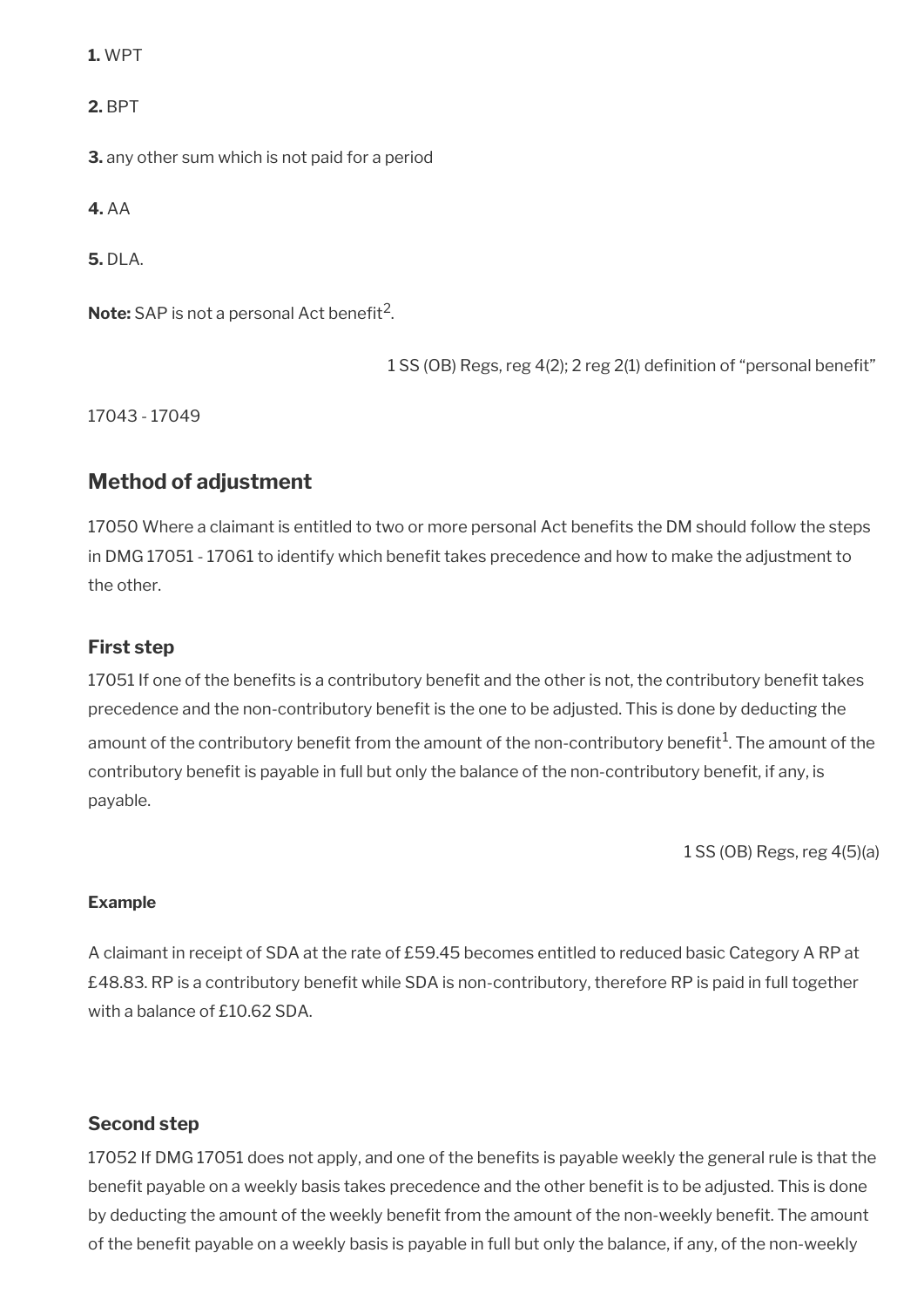**1.** WPT

**2.** BPT

**3.** any other sum which is not paid for a period

**4.** AA

**5.** DLA.

**Note:** SAP is not a personal Act benefit[2].

1 SS (OB) Regs, reg 4(2); 2 reg 2(1) definition of "personal benefit"

17043 - 17049

## Method of adjustment

17050 Where a claimant is entitled to two or more personal Act benefits the DM should follow the steps in DMG 17051 - 17061 to identify which benefit takes precedence and how to make the adjustment to the other.

### First step

17051 If one of the benefits is a contributory benefit and the other is not, the contributory benefit takes precedence and the non-contributory benefit is the one to be adjusted. This is done by deducting the amount of the contributory benefit from the amount of the non-contributory benefit[1]. The amount of the contributory benefit is payable in full but only the balance of the non-contributory benefit, if any, is payable.

1 SS (OB) Regs, reg 4(5)(a)

#### Example

A claimant in receipt of SDA at the rate of £59.45 becomes entitled to reduced basic Category A RP at £48.83. RP is a contributory benefit while SDA is non-contributory, therefore RP is paid in full together with a balance of £10.62 SDA.

### Second step

17052 If DMG 17051 does not apply, and one of the benefits is payable weekly the general rule is that the benefit payable on a weekly basis takes precedence and the other benefit is to be adjusted. This is done by deducting the amount of the weekly benefit from the amount of the non-weekly benefit. The amount of the benefit payable on a weekly basis is payable in full but only the balance, if any, of the non-weekly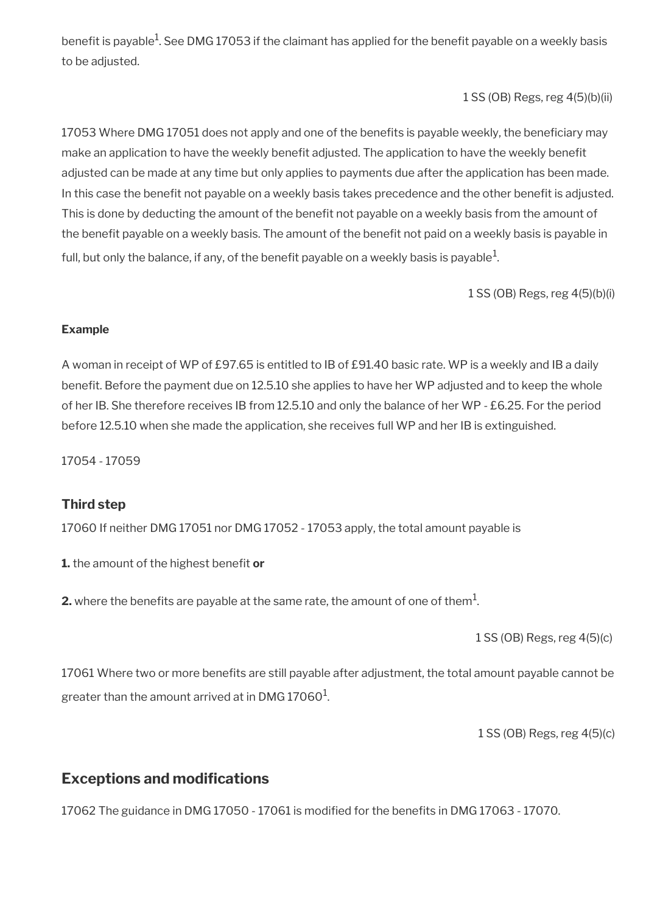benefit is payable[1]. See DMG 17053 if the claimant has applied for the benefit payable on a weekly basis to be adjusted.

1 SS (OB) Regs, reg 4(5)(b)(ii)

17053 Where DMG 17051 does not apply and one of the benefits is payable weekly, the beneficiary may make an application to have the weekly benefit adjusted. The application to have the weekly benefit adjusted can be made at any time but only applies to payments due after the application has been made. In this case the benefit not payable on a weekly basis takes precedence and the other benefit is adjusted. This is done by deducting the amount of the benefit not payable on a weekly basis from the amount of the benefit payable on a weekly basis. The amount of the benefit not paid on a weekly basis is payable in full, but only the balance, if any, of the benefit payable on a weekly basis is payable[1].

1 SS (OB) Regs, reg 4(5)(b)(i)

**Example**

A woman in receipt of WP of £97.65 is entitled to IB of £91.40 basic rate. WP is a weekly and IB a daily benefit. Before the payment due on 12.5.10 she applies to have her WP adjusted and to keep the whole of her IB. She therefore receives IB from 12.5.10 and only the balance of her WP - £6.25. For the period before 12.5.10 when she made the application, she receives full WP and her IB is extinguished.

17054 - 17059

### Third step

17060 If neither DMG 17051 nor DMG 17052 - 17053 apply, the total amount payable is

**1.** the amount of the highest benefit **or**

**2.** where the benefits are payable at the same rate, the amount of one of them[1].

1 SS (OB) Regs, reg 4(5)(c)

17061 Where two or more benefits are still payable after adjustment, the total amount payable cannot be greater than the amount arrived at in DMG 17060[1].

1 SS (OB) Regs, reg 4(5)(c)

## Exceptions and modifications

17062 The guidance in DMG 17050 - 17061 is modified for the benefits in DMG 17063 - 17070.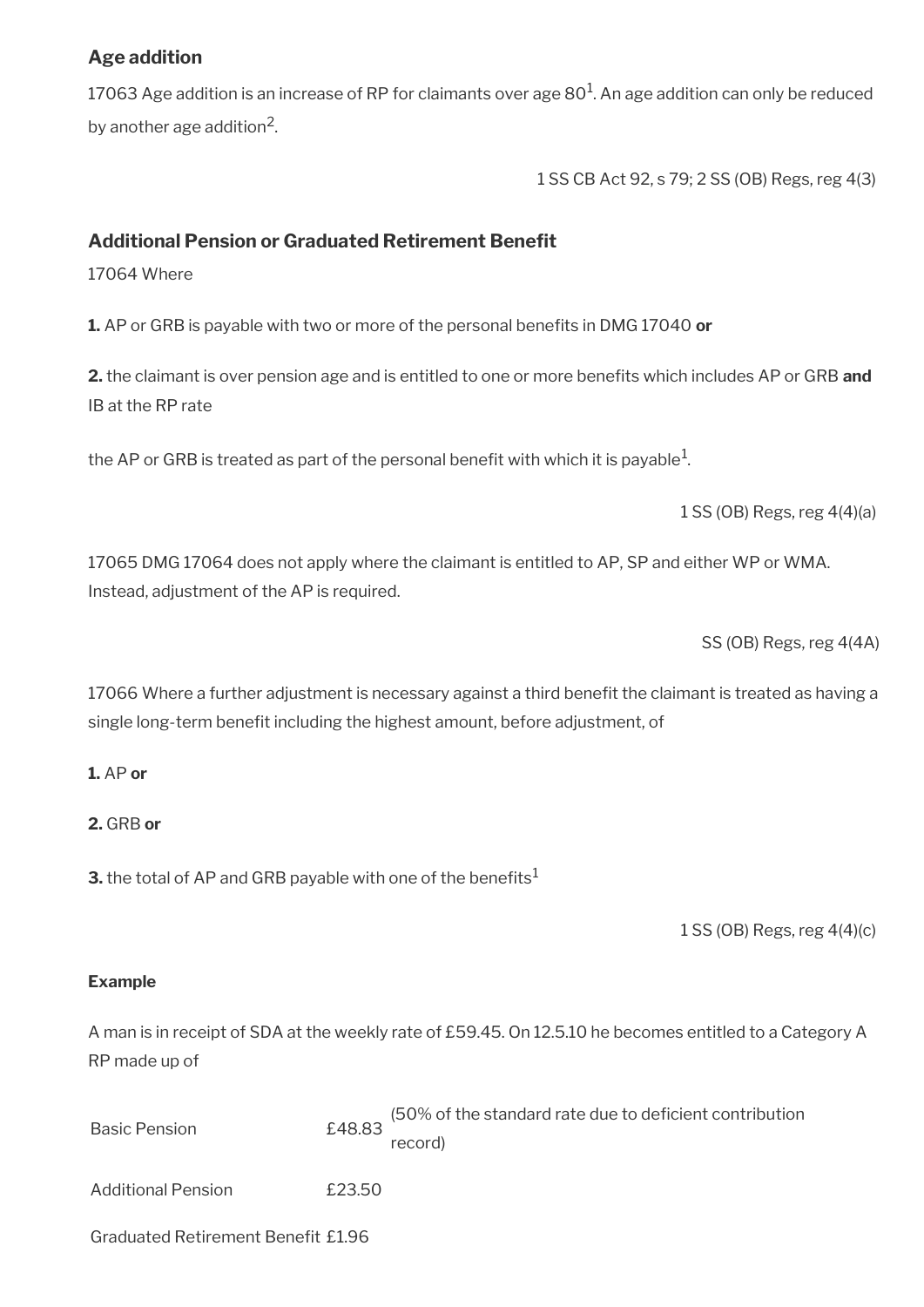### Age addition

17063 Age addition is an increase of RP for claimants over age 80[1]. An age addition can only be reduced by another age addition[2].

1 SS CB Act 92, s 79; 2 SS (OB) Regs, reg 4(3)

### Additional Pension or Graduated Retirement Benefit

17064 Where

**1.** AP or GRB is payable with two or more of the personal benefits in DMG 17040 **or**

**2.** the claimant is over pension age and is entitled to one or more benefits which includes AP or GRB **and** IB at the RP rate

the AP or GRB is treated as part of the personal benefit with which it is payable[1].

1 SS (OB) Regs, reg 4(4)(a)

17065 DMG 17064 does not apply where the claimant is entitled to AP, SP and either WP or WMA. Instead, adjustment of the AP is required.

SS (OB) Regs, reg 4(4A)

17066 Where a further adjustment is necessary against a third benefit the claimant is treated as having a single long-term benefit including the highest amount, before adjustment, of

**1.** AP **or**

**2.** GRB **or**

**3.** the total of AP and GRB payable with one of the benefits[1]

1 SS (OB) Regs, reg 4(4)(c)

#### Example

A man is in receipt of SDA at the weekly rate of £59.45. On 12.5.10 he becomes entitled to a Category A RP made up of

| | | |
|---|---|---|
| Basic Pension | £48.83 | (50% of the standard rate due to deficient contribution record) |
| Additional Pension | £23.50 | |
| Graduated Retirement Benefit | £1.96 | |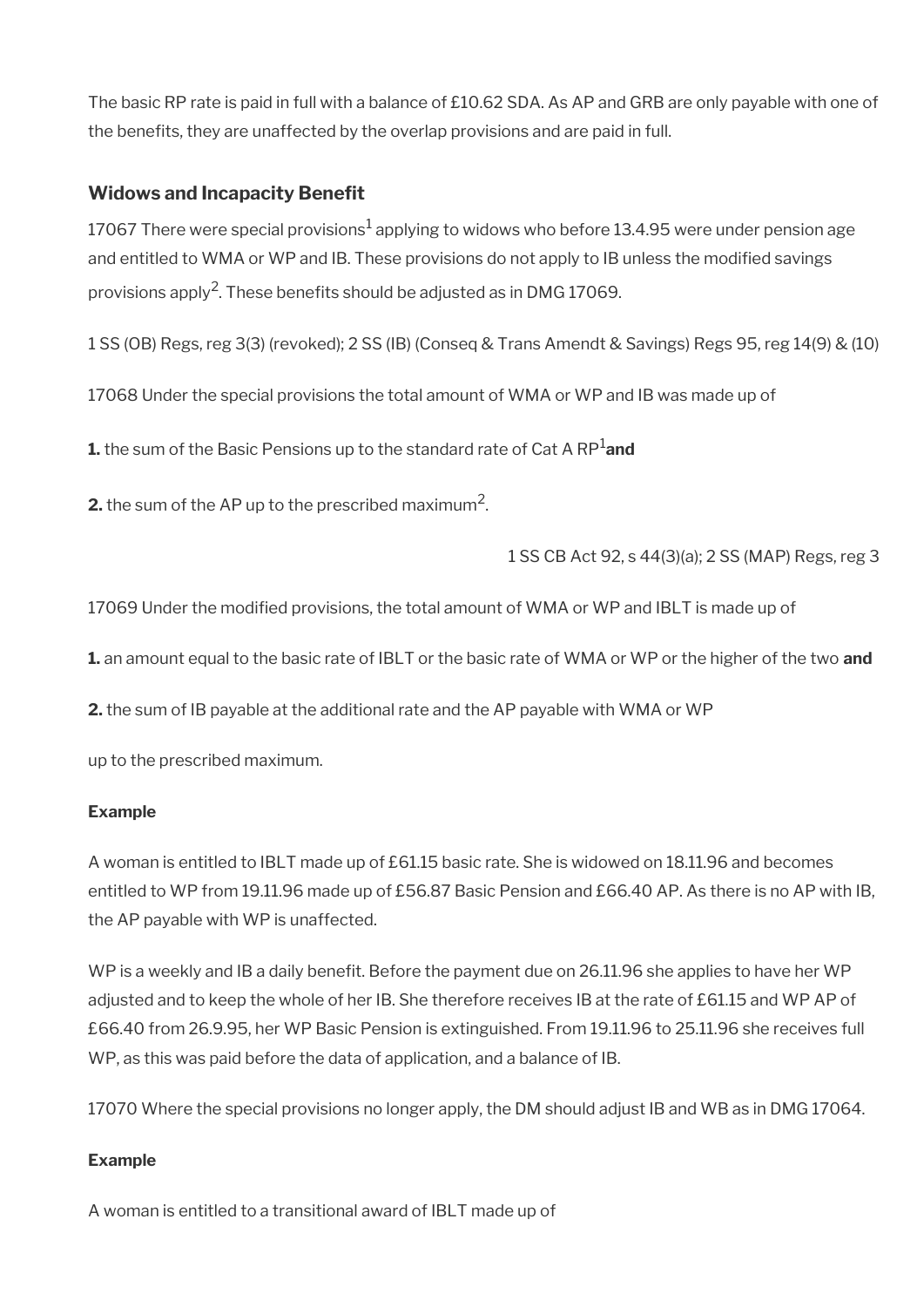The basic RP rate is paid in full with a balance of £10.62 SDA. As AP and GRB are only payable with one of the benefits, they are unaffected by the overlap provisions and are paid in full.

### Widows and Incapacity Benefit

17067 There were special provisions[1] applying to widows who before 13.4.95 were under pension age and entitled to WMA or WP and IB. These provisions do not apply to IB unless the modified savings provisions apply[2]. These benefits should be adjusted as in DMG 17069.

1 SS (OB) Regs, reg 3(3) (revoked); 2 SS (IB) (Conseq & Trans Amendt & Savings) Regs 95, reg 14(9) & (10)

17068 Under the special provisions the total amount of WMA or WP and IB was made up of

**1.** the sum of the Basic Pensions up to the standard rate of Cat A RP[1] **and**

**2.** the sum of the AP up to the prescribed maximum[2].

1 SS CB Act 92, s 44(3)(a); 2 SS (MAP) Regs, reg 3

17069 Under the modified provisions, the total amount of WMA or WP and IBLT is made up of

**1.** an amount equal to the basic rate of IBLT or the basic rate of WMA or WP or the higher of the two **and**

**2.** the sum of IB payable at the additional rate and the AP payable with WMA or WP

up to the prescribed maximum.

**Example**

A woman is entitled to IBLT made up of £61.15 basic rate. She is widowed on 18.11.96 and becomes entitled to WP from 19.11.96 made up of £56.87 Basic Pension and £66.40 AP. As there is no AP with IB, the AP payable with WP is unaffected.

WP is a weekly and IB a daily benefit. Before the payment due on 26.11.96 she applies to have her WP adjusted and to keep the whole of her IB. She therefore receives IB at the rate of £61.15 and WP AP of £66.40 from 26.9.95, her WP Basic Pension is extinguished. From 19.11.96 to 25.11.96 she receives full WP, as this was paid before the data of application, and a balance of IB.

17070 Where the special provisions no longer apply, the DM should adjust IB and WB as in DMG 17064.

**Example**

A woman is entitled to a transitional award of IBLT made up of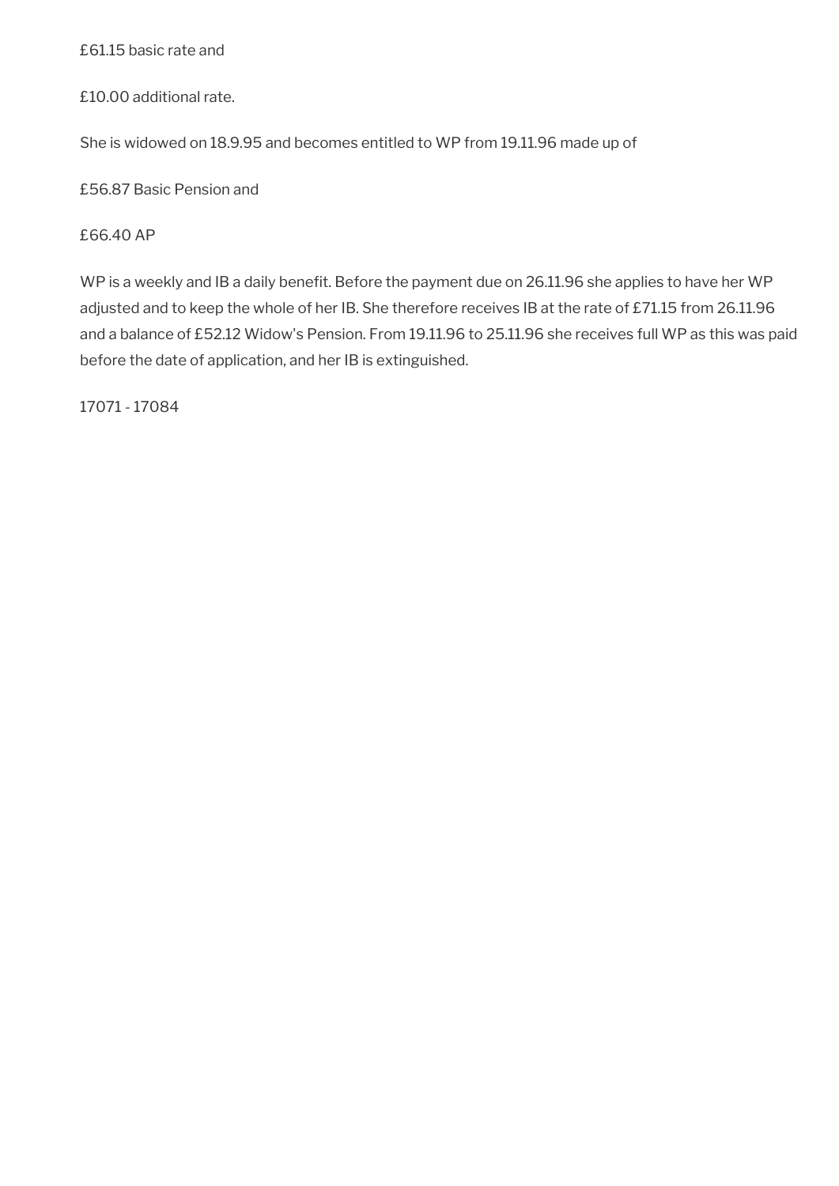£61.15 basic rate and

£10.00 additional rate.

She is widowed on 18.9.95 and becomes entitled to WP from 19.11.96 made up of

£56.87 Basic Pension and

£66.40 AP

WP is a weekly and IB a daily benefit. Before the payment due on 26.11.96 she applies to have her WP adjusted and to keep the whole of her IB. She therefore receives IB at the rate of £71.15 from 26.11.96 and a balance of £52.12 Widow's Pension. From 19.11.96 to 25.11.96 she receives full WP as this was paid before the date of application, and her IB is extinguished.

17071 - 17084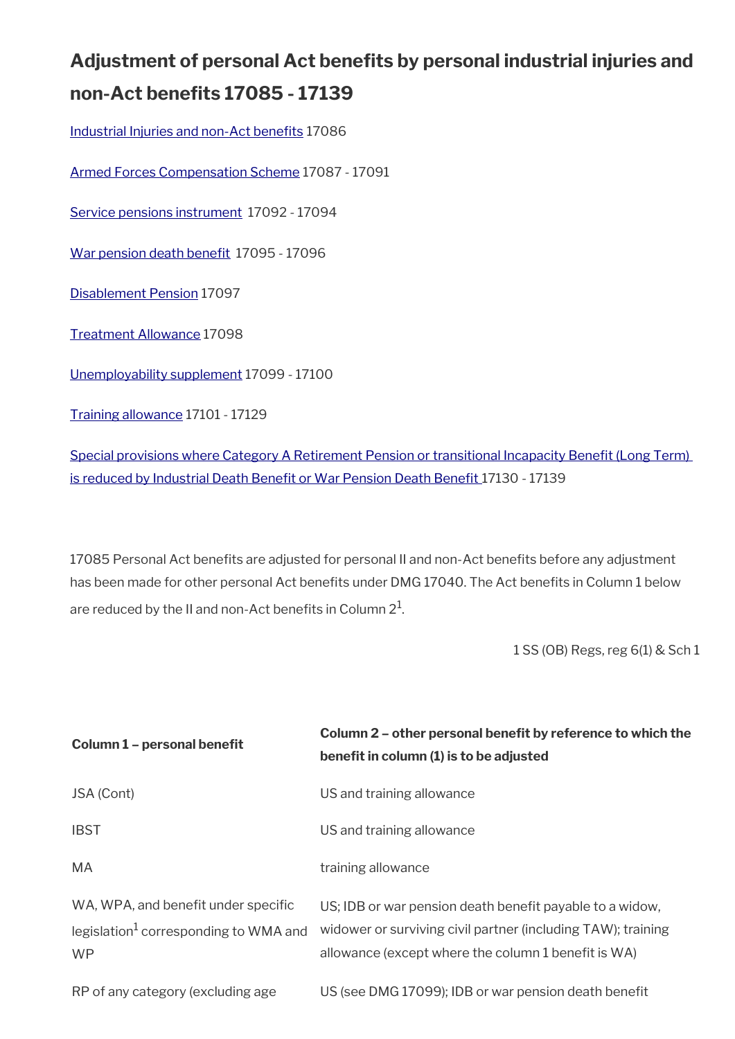## Adjustment of personal Act benefits by personal industrial injuries and non-Act benefits 17085 - 17139

[Industrial Injuries and non-Act benefits](#) 17086

[Armed Forces Compensation Scheme](#) 17087 - 17091

[Service pensions instrument](#) 17092 - 17094

[War pension death benefit](#) 17095 - 17096

[Disablement Pension](#) 17097

[Treatment Allowance](#) 17098

[Unemployability supplement](#) 17099 - 17100

[Training allowance](#) 17101 - 17129

[Special provisions where Category A Retirement Pension or transitional Incapacity Benefit (Long Term) is reduced by Industrial Death Benefit or War Pension Death Benefit](#) 17130 - 17139

17085 Personal Act benefits are adjusted for personal II and non-Act benefits before any adjustment has been made for other personal Act benefits under DMG 17040. The Act benefits in Column 1 below are reduced by the II and non-Act benefits in Column 2[1].

1 SS (OB) Regs, reg 6(1) & Sch 1

| Column 1 – personal benefit | Column 2 – other personal benefit by reference to which the benefit in column (1) is to be adjusted |
|---|---|
| JSA (Cont) | US and training allowance |
| IBST | US and training allowance |
| MA | training allowance |
| WA, WPA, and benefit under specific legislation[1] corresponding to WMA and WP | US; IDB or war pension death benefit payable to a widow, widower or surviving civil partner (including TAW); training allowance (except where the column 1 benefit is WA) |
| RP of any category (excluding age | US (see DMG 17099); IDB or war pension death benefit |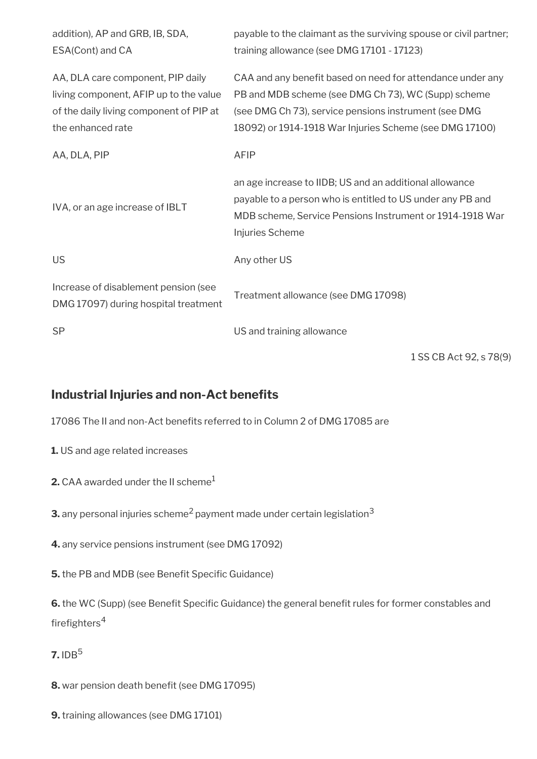| | |
|---|---|
| addition), AP and GRB, IB, SDA, ESA(Cont) and CA | payable to the claimant as the surviving spouse or civil partner; training allowance (see DMG 17101 - 17123) |
| AA, DLA care component, PIP daily living component, AFIP up to the value of the daily living component of PIP at the enhanced rate | CAA and any benefit based on need for attendance under any PB and MDB scheme (see DMG Ch 73), WC (Supp) scheme (see DMG Ch 73), service pensions instrument (see DMG 18092) or 1914-1918 War Injuries Scheme (see DMG 17100) |
| AA, DLA, PIP | AFIP |
| IVA, or an age increase of IBLT | an age increase to IIDB; US and an additional allowance payable to a person who is entitled to US under any PB and MDB scheme, Service Pensions Instrument or 1914-1918 War Injuries Scheme |
| US | Any other US |
| Increase of disablement pension (see DMG 17097) during hospital treatment | Treatment allowance (see DMG 17098) |
| SP | US and training allowance |

1 SS CB Act 92, s 78(9)

## Industrial Injuries and non-Act benefits

17086 The II and non-Act benefits referred to in Column 2 of DMG 17085 are

**1.** US and age related increases

**2.** CAA awarded under the II scheme[1]

**3.** any personal injuries scheme[2] payment made under certain legislation[3]

**4.** any service pensions instrument (see DMG 17092)

**5.** the PB and MDB (see Benefit Specific Guidance)

**6.** the WC (Supp) (see Benefit Specific Guidance) the general benefit rules for former constables and firefighters[4]

**7.** IDB[5]

**8.** war pension death benefit (see DMG 17095)

**9.** training allowances (see DMG 17101)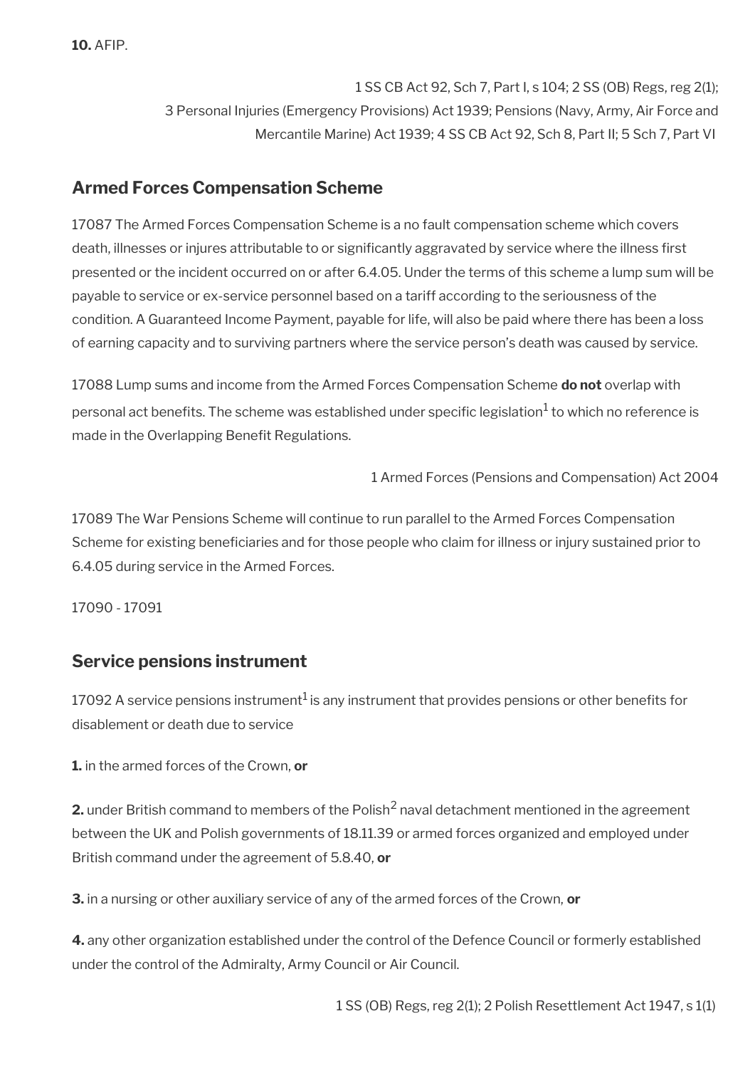**10.** AFIP.

1 SS CB Act 92, Sch 7, Part I, s 104; 2 SS (OB) Regs, reg 2(1);
3 Personal Injuries (Emergency Provisions) Act 1939; Pensions (Navy, Army, Air Force and Mercantile Marine) Act 1939; 4 SS CB Act 92, Sch 8, Part II; 5 Sch 7, Part VI

## Armed Forces Compensation Scheme

17087 The Armed Forces Compensation Scheme is a no fault compensation scheme which covers death, illnesses or injures attributable to or significantly aggravated by service where the illness first presented or the incident occurred on or after 6.4.05. Under the terms of this scheme a lump sum will be payable to service or ex-service personnel based on a tariff according to the seriousness of the condition. A Guaranteed Income Payment, payable for life, will also be paid where there has been a loss of earning capacity and to surviving partners where the service person's death was caused by service.

17088 Lump sums and income from the Armed Forces Compensation Scheme **do not** overlap with personal act benefits. The scheme was established under specific legislation[1] to which no reference is made in the Overlapping Benefit Regulations.

1 Armed Forces (Pensions and Compensation) Act 2004

17089 The War Pensions Scheme will continue to run parallel to the Armed Forces Compensation Scheme for existing beneficiaries and for those people who claim for illness or injury sustained prior to 6.4.05 during service in the Armed Forces.

17090 - 17091

## Service pensions instrument

17092 A service pensions instrument[1] is any instrument that provides pensions or other benefits for disablement or death due to service

**1.** in the armed forces of the Crown, **or**

**2.** under British command to members of the Polish[2] naval detachment mentioned in the agreement between the UK and Polish governments of 18.11.39 or armed forces organized and employed under British command under the agreement of 5.8.40, **or**

**3.** in a nursing or other auxiliary service of any of the armed forces of the Crown, **or**

**4.** any other organization established under the control of the Defence Council or formerly established under the control of the Admiralty, Army Council or Air Council.

1 SS (OB) Regs, reg 2(1); 2 Polish Resettlement Act 1947, s 1(1)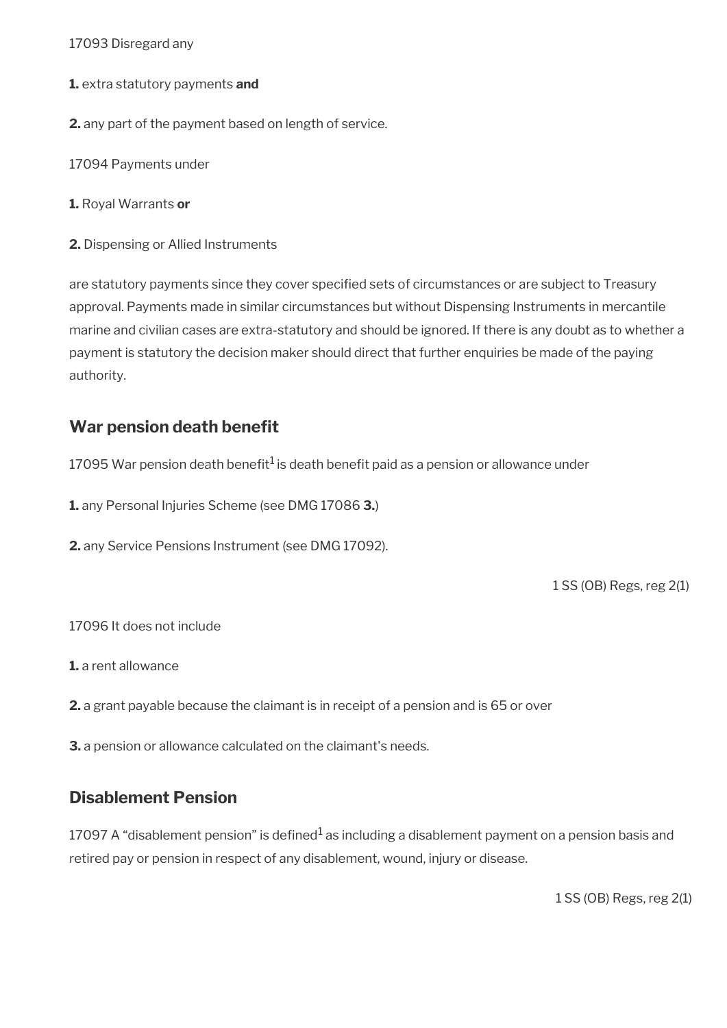17093 Disregard any

**1.** extra statutory payments **and**

**2.** any part of the payment based on length of service.

17094 Payments under

**1.** Royal Warrants **or**

**2.** Dispensing or Allied Instruments

are statutory payments since they cover specified sets of circumstances or are subject to Treasury approval. Payments made in similar circumstances but without Dispensing Instruments in mercantile marine and civilian cases are extra-statutory and should be ignored. If there is any doubt as to whether a payment is statutory the decision maker should direct that further enquiries be made of the paying authority.

## War pension death benefit

17095 War pension death benefit[1] is death benefit paid as a pension or allowance under

**1.** any Personal Injuries Scheme (see DMG 17086 **3.**)

**2.** any Service Pensions Instrument (see DMG 17092).

1 SS (OB) Regs, reg 2(1)

17096 It does not include

**1.** a rent allowance

**2.** a grant payable because the claimant is in receipt of a pension and is 65 or over

**3.** a pension or allowance calculated on the claimant's needs.

## Disablement Pension

17097 A “disablement pension” is defined[1] as including a disablement payment on a pension basis and retired pay or pension in respect of any disablement, wound, injury or disease.

1 SS (OB) Regs, reg 2(1)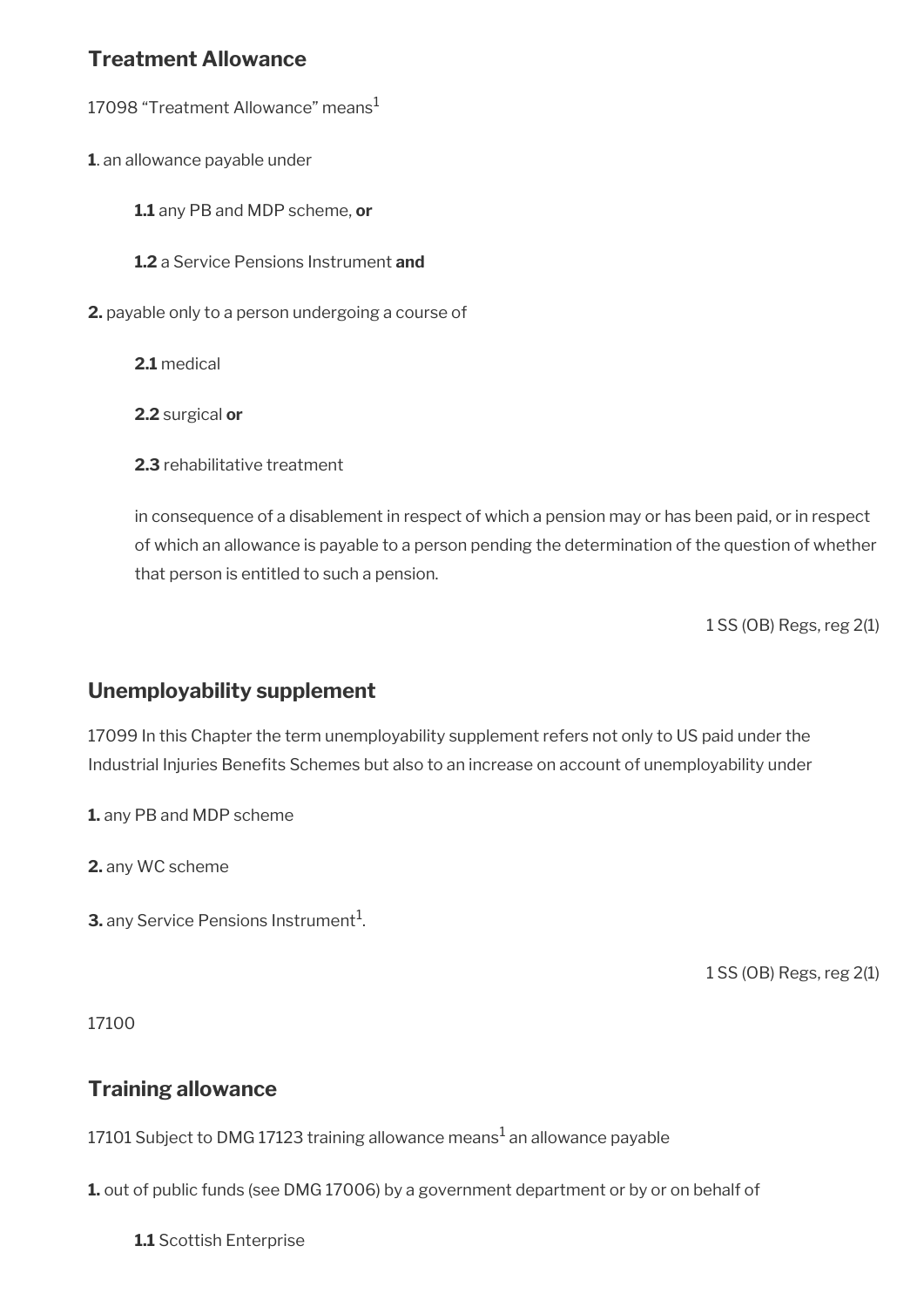## Treatment Allowance

17098 “Treatment Allowance” means[1]

**1**. an allowance payable under

> **1.1** any PB and MDP scheme, **or**
>
> **1.2** a Service Pensions Instrument **and**

**2.** payable only to a person undergoing a course of

> **2.1** medical
>
> **2.2** surgical **or**
>
> **2.3** rehabilitative treatment
>
> in consequence of a disablement in respect of which a pension may or has been paid, or in respect of which an allowance is payable to a person pending the determination of the question of whether that person is entitled to such a pension.

1 SS (OB) Regs, reg 2(1)

## Unemployability supplement

17099 In this Chapter the term unemployability supplement refers not only to US paid under the Industrial Injuries Benefits Schemes but also to an increase on account of unemployability under

**1.** any PB and MDP scheme

**2.** any WC scheme

**3.** any Service Pensions Instrument[1].

1 SS (OB) Regs, reg 2(1)

17100

## Training allowance

17101 Subject to DMG 17123 training allowance means[1] an allowance payable

**1.** out of public funds (see DMG 17006) by a government department or by or on behalf of

> **1.1** Scottish Enterprise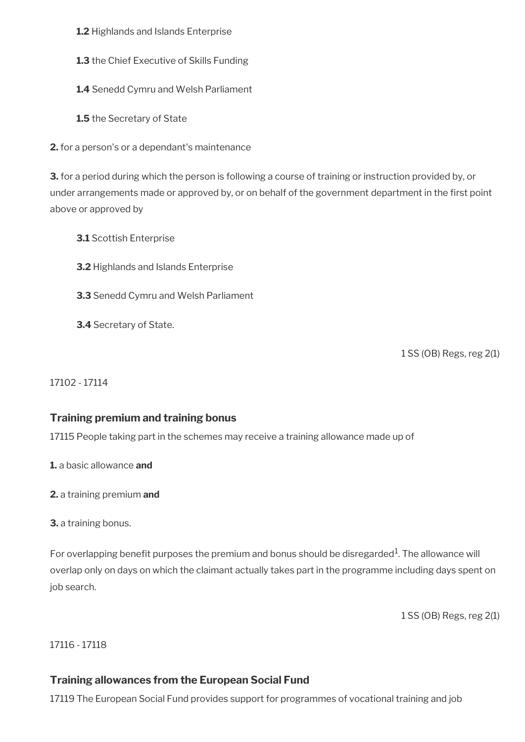**1.2** Highlands and Islands Enterprise

**1.3** the Chief Executive of Skills Funding

**1.4** Senedd Cymru and Welsh Parliament

**1.5** the Secretary of State

**2.** for a person's or a dependant's maintenance

**3.** for a period during which the person is following a course of training or instruction provided by, or under arrangements made or approved by, or on behalf of the government department in the first point above or approved by

**3.1** Scottish Enterprise

**3.2** Highlands and Islands Enterprise

**3.3** Senedd Cymru and Welsh Parliament

**3.4** Secretary of State.

1 SS (OB) Regs, reg 2(1)

17102 - 17114

### Training premium and training bonus

17115 People taking part in the schemes may receive a training allowance made up of

**1.** a basic allowance **and**

**2.** a training premium **and**

**3.** a training bonus.

For overlapping benefit purposes the premium and bonus should be disregarded[1]. The allowance will overlap only on days on which the claimant actually takes part in the programme including days spent on job search.

1 SS (OB) Regs, reg 2(1)

17116 - 17118

### Training allowances from the European Social Fund

17119 The European Social Fund provides support for programmes of vocational training and job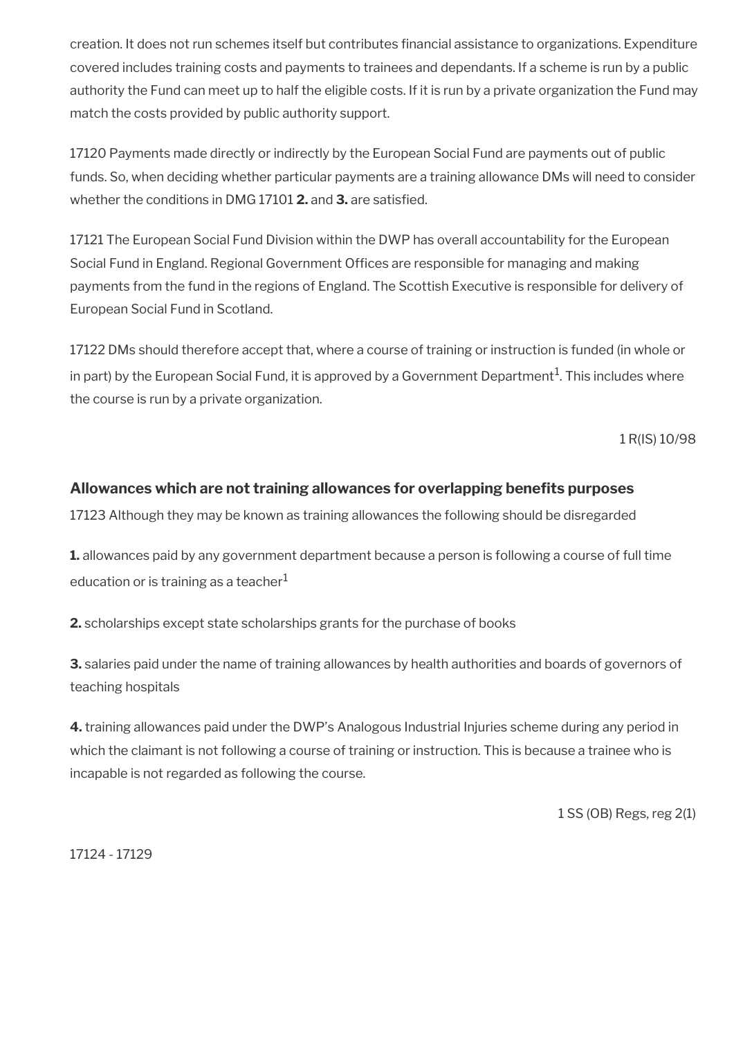creation. It does not run schemes itself but contributes financial assistance to organizations. Expenditure covered includes training costs and payments to trainees and dependants. If a scheme is run by a public authority the Fund can meet up to half the eligible costs. If it is run by a private organization the Fund may match the costs provided by public authority support.

17120 Payments made directly or indirectly by the European Social Fund are payments out of public funds. So, when deciding whether particular payments are a training allowance DMs will need to consider whether the conditions in DMG 17101 **2.** and **3.** are satisfied.

17121 The European Social Fund Division within the DWP has overall accountability for the European Social Fund in England. Regional Government Offices are responsible for managing and making payments from the fund in the regions of England. The Scottish Executive is responsible for delivery of European Social Fund in Scotland.

17122 DMs should therefore accept that, where a course of training or instruction is funded (in whole or in part) by the European Social Fund, it is approved by a Government Department[1]. This includes where the course is run by a private organization.

1 R(IS) 10/98

### Allowances which are not training allowances for overlapping benefits purposes

17123 Although they may be known as training allowances the following should be disregarded

**1.** allowances paid by any government department because a person is following a course of full time education or is training as a teacher[1]

**2.** scholarships except state scholarships grants for the purchase of books

**3.** salaries paid under the name of training allowances by health authorities and boards of governors of teaching hospitals

**4.** training allowances paid under the DWP's Analogous Industrial Injuries scheme during any period in which the claimant is not following a course of training or instruction. This is because a trainee who is incapable is not regarded as following the course.

1 SS (OB) Regs, reg 2(1)

17124 - 17129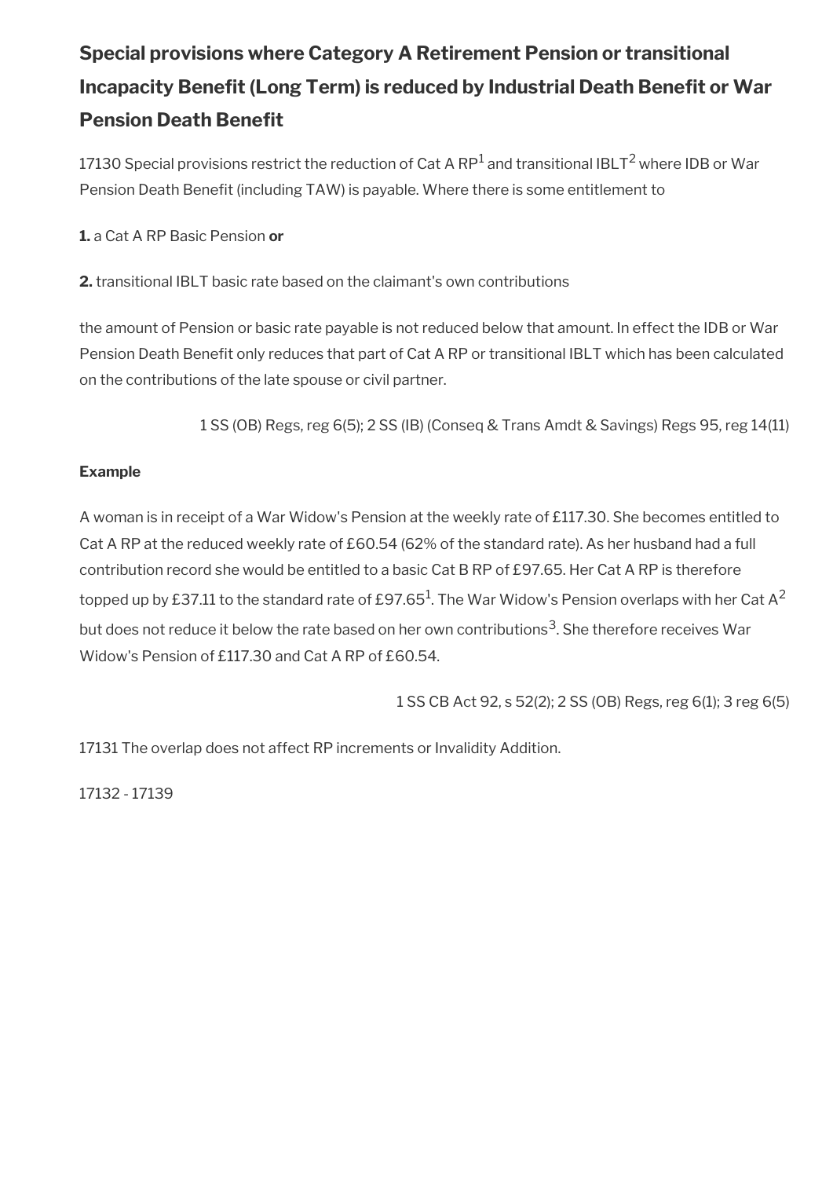## Special provisions where Category A Retirement Pension or transitional Incapacity Benefit (Long Term) is reduced by Industrial Death Benefit or War Pension Death Benefit

17130 Special provisions restrict the reduction of Cat A RP[1] and transitional IBLT[2] where IDB or War Pension Death Benefit (including TAW) is payable. Where there is some entitlement to

**1.** a Cat A RP Basic Pension **or**

**2.** transitional IBLT basic rate based on the claimant's own contributions

the amount of Pension or basic rate payable is not reduced below that amount. In effect the IDB or War Pension Death Benefit only reduces that part of Cat A RP or transitional IBLT which has been calculated on the contributions of the late spouse or civil partner.

1 SS (OB) Regs, reg 6(5); 2 SS (IB) (Conseq & Trans Amdt & Savings) Regs 95, reg 14(11)

**Example**

A woman is in receipt of a War Widow's Pension at the weekly rate of £117.30. She becomes entitled to Cat A RP at the reduced weekly rate of £60.54 (62% of the standard rate). As her husband had a full contribution record she would be entitled to a basic Cat B RP of £97.65. Her Cat A RP is therefore topped up by £37.11 to the standard rate of £97.65[1]. The War Widow's Pension overlaps with her Cat A[2] but does not reduce it below the rate based on her own contributions[3]. She therefore receives War Widow's Pension of £117.30 and Cat A RP of £60.54.

1 SS CB Act 92, s 52(2); 2 SS (OB) Regs, reg 6(1); 3 reg 6(5)

17131 The overlap does not affect RP increments or Invalidity Addition.

17132 - 17139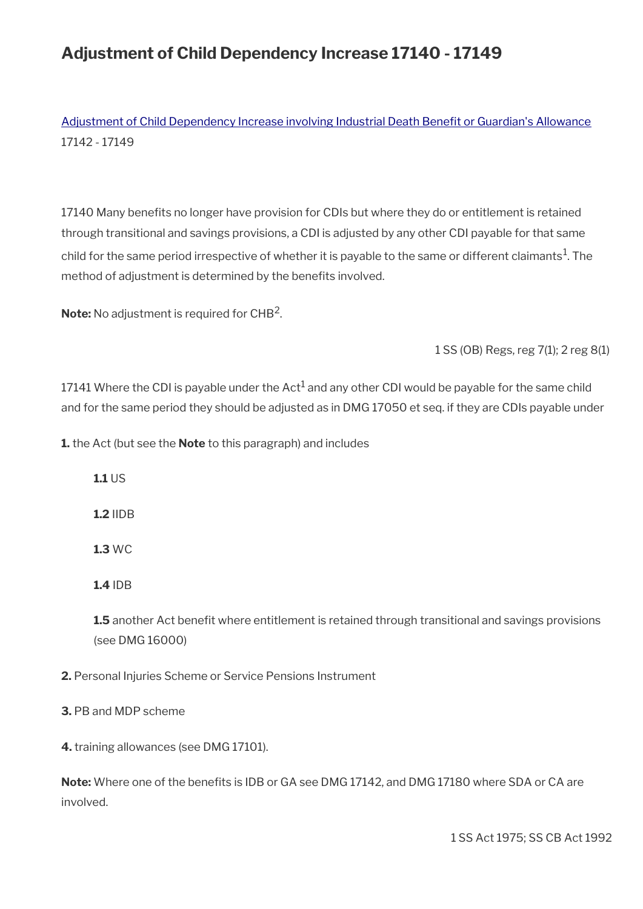## Adjustment of Child Dependency Increase 17140 - 17149

Adjustment of Child Dependency Increase involving Industrial Death Benefit or Guardian's Allowance 17142 - 17149

17140 Many benefits no longer have provision for CDIs but where they do or entitlement is retained through transitional and savings provisions, a CDI is adjusted by any other CDI payable for that same child for the same period irrespective of whether it is payable to the same or different claimants[1]. The method of adjustment is determined by the benefits involved.

**Note:** No adjustment is required for CHB[2].

1 SS (OB) Regs, reg 7(1); 2 reg 8(1)

17141 Where the CDI is payable under the Act[1] and any other CDI would be payable for the same child and for the same period they should be adjusted as in DMG 17050 et seq. if they are CDIs payable under

**1.** the Act (but see the **Note** to this paragraph) and includes

> **1.1** US
>
> **1.2** IIDB
>
> **1.3** WC
>
> **1.4** IDB
>
> **1.5** another Act benefit where entitlement is retained through transitional and savings provisions (see DMG 16000)

**2.** Personal Injuries Scheme or Service Pensions Instrument

**3.** PB and MDP scheme

**4.** training allowances (see DMG 17101).

**Note:** Where one of the benefits is IDB or GA see DMG 17142, and DMG 17180 where SDA or CA are involved.

1 SS Act 1975; SS CB Act 1992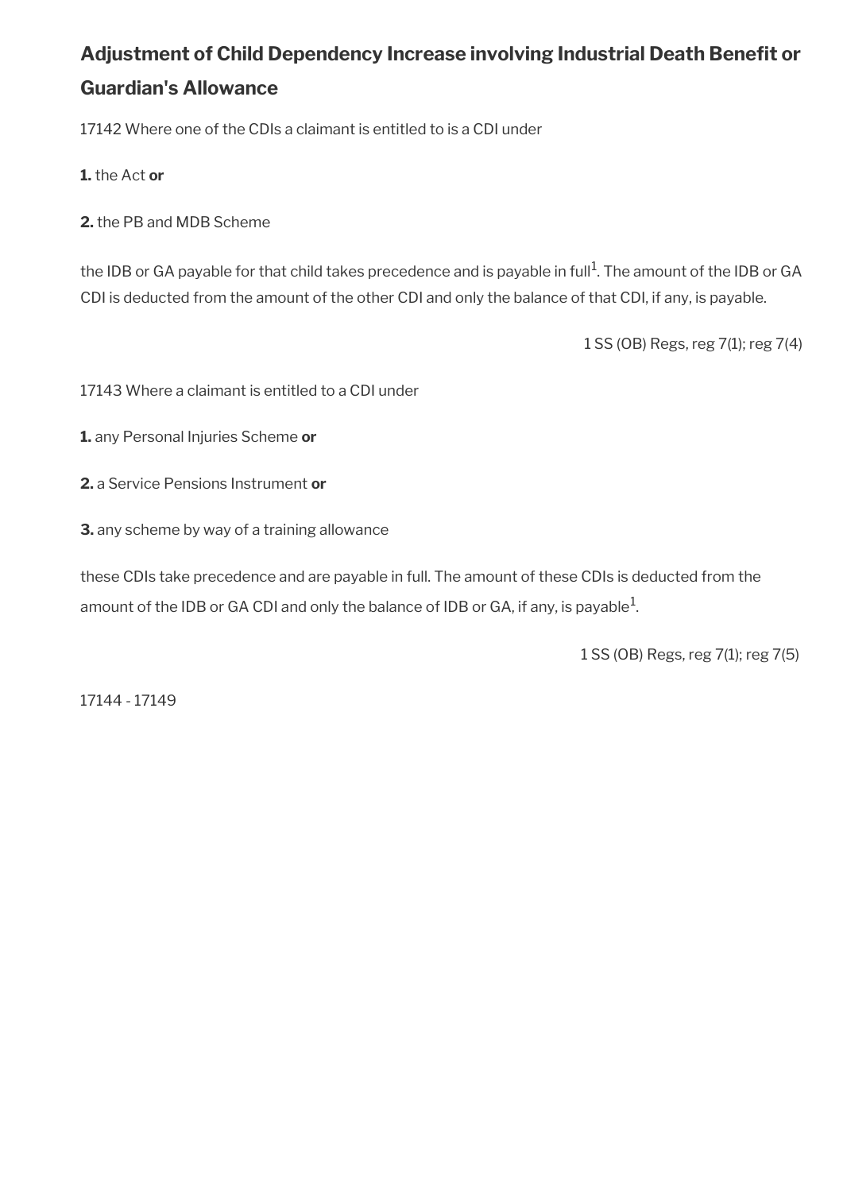## Adjustment of Child Dependency Increase involving Industrial Death Benefit or Guardian's Allowance

17142 Where one of the CDIs a claimant is entitled to is a CDI under

**1.** the Act **or**

**2.** the PB and MDB Scheme

the IDB or GA payable for that child takes precedence and is payable in full[1]. The amount of the IDB or GA CDI is deducted from the amount of the other CDI and only the balance of that CDI, if any, is payable.

1 SS (OB) Regs, reg 7(1); reg 7(4)

17143 Where a claimant is entitled to a CDI under

**1.** any Personal Injuries Scheme **or**

**2.** a Service Pensions Instrument **or**

**3.** any scheme by way of a training allowance

these CDIs take precedence and are payable in full. The amount of these CDIs is deducted from the amount of the IDB or GA CDI and only the balance of IDB or GA, if any, is payable[1].

1 SS (OB) Regs, reg 7(1); reg 7(5)

17144 - 17149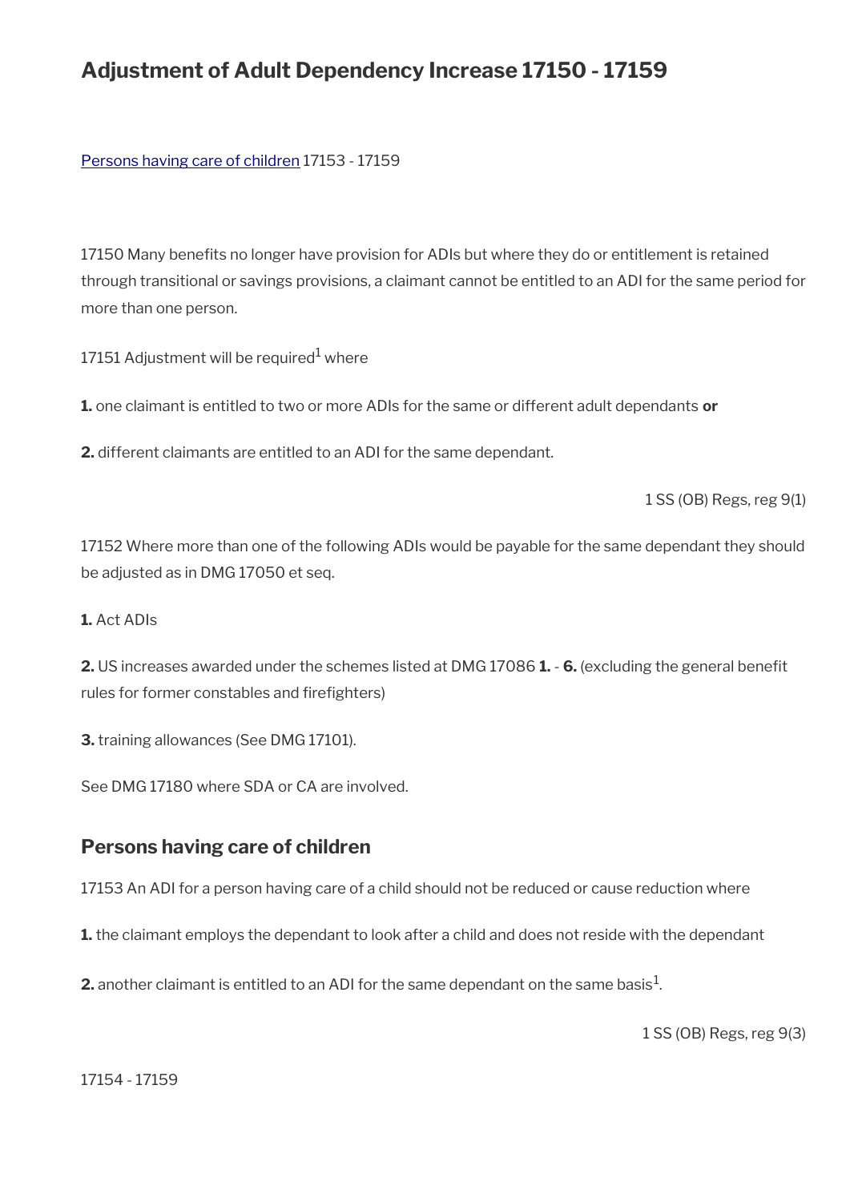## Adjustment of Adult Dependency Increase 17150 - 17159

[Persons having care of children](#) 17153 - 17159

17150 Many benefits no longer have provision for ADIs but where they do or entitlement is retained through transitional or savings provisions, a claimant cannot be entitled to an ADI for the same period for more than one person.

17151 Adjustment will be required[1] where

**1.** one claimant is entitled to two or more ADIs for the same or different adult dependants **or**

**2.** different claimants are entitled to an ADI for the same dependant.

1 SS (OB) Regs, reg 9(1)

17152 Where more than one of the following ADIs would be payable for the same dependant they should be adjusted as in DMG 17050 et seq.

**1.** Act ADIs

**2.** US increases awarded under the schemes listed at DMG 17086 **1.** - **6.** (excluding the general benefit rules for former constables and firefighters)

**3.** training allowances (See DMG 17101).

See DMG 17180 where SDA or CA are involved.

### Persons having care of children

17153 An ADI for a person having care of a child should not be reduced or cause reduction where

**1.** the claimant employs the dependant to look after a child and does not reside with the dependant

**2.** another claimant is entitled to an ADI for the same dependant on the same basis[1].

1 SS (OB) Regs, reg 9(3)

17154 - 17159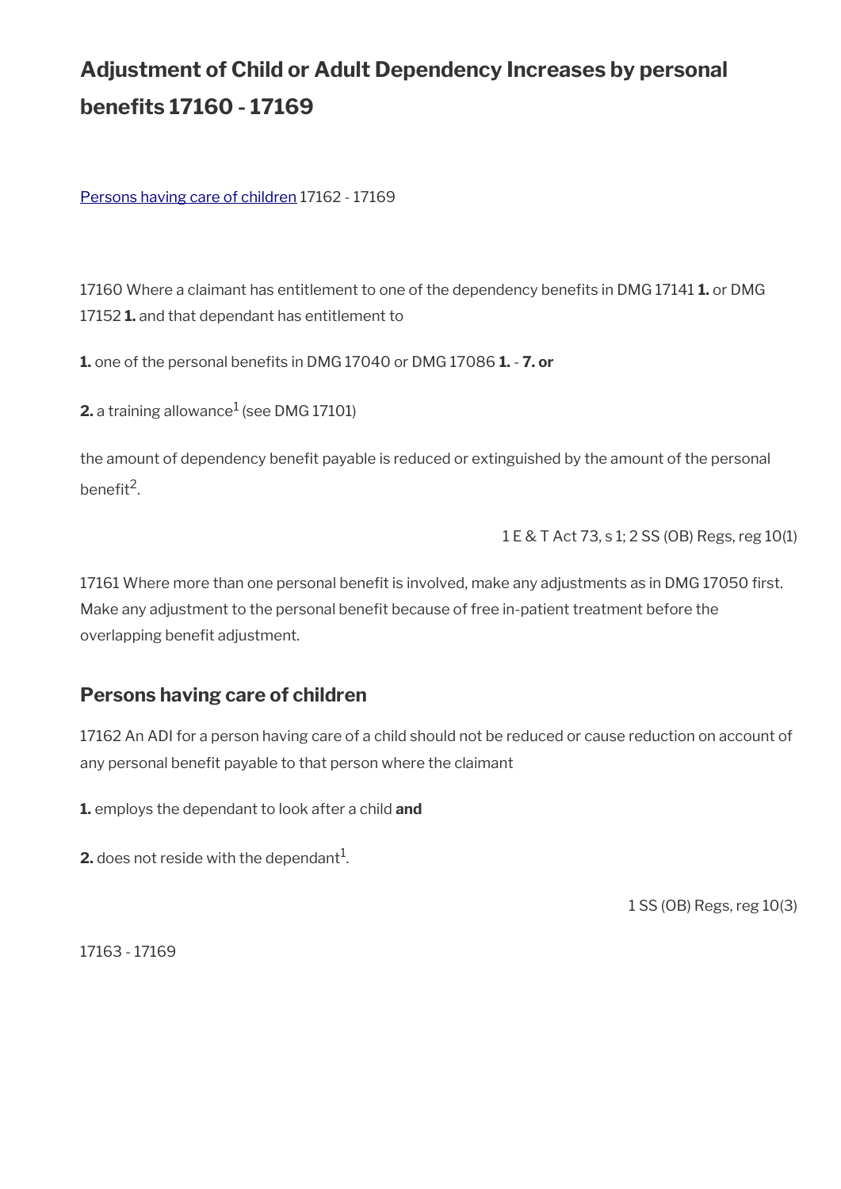# Adjustment of Child or Adult Dependency Increases by personal benefits 17160 - 17169

[Persons having care of children](#) 17162 - 17169

17160 Where a claimant has entitlement to one of the dependency benefits in DMG 17141 **1.** or DMG 17152 **1.** and that dependant has entitlement to

**1.** one of the personal benefits in DMG 17040 or DMG 17086 **1.** - **7. or**

**2.** a training allowance[1] (see DMG 17101)

the amount of dependency benefit payable is reduced or extinguished by the amount of the personal benefit[2].

1 E & T Act 73, s 1; 2 SS (OB) Regs, reg 10(1)

17161 Where more than one personal benefit is involved, make any adjustments as in DMG 17050 first. Make any adjustment to the personal benefit because of free in-patient treatment before the overlapping benefit adjustment.

## Persons having care of children

17162 An ADI for a person having care of a child should not be reduced or cause reduction on account of any personal benefit payable to that person where the claimant

**1.** employs the dependant to look after a child **and**

**2.** does not reside with the dependant[1].

1 SS (OB) Regs, reg 10(3)

17163 - 17169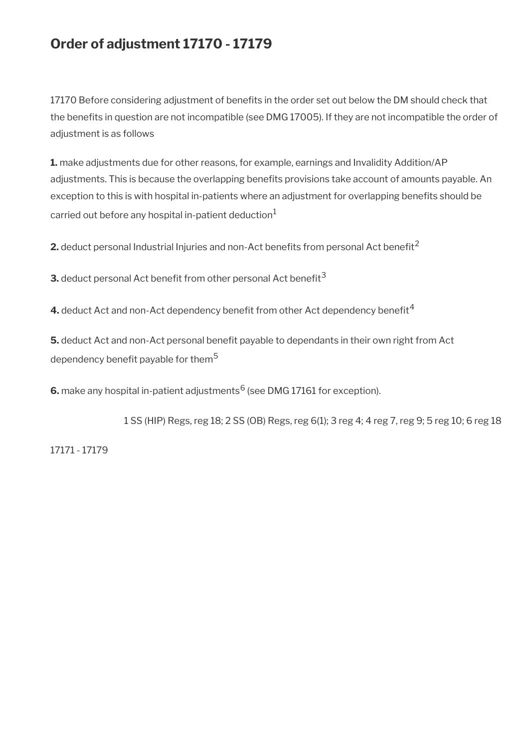## Order of adjustment 17170 - 17179

17170 Before considering adjustment of benefits in the order set out below the DM should check that the benefits in question are not incompatible (see DMG 17005). If they are not incompatible the order of adjustment is as follows

**1.** make adjustments due for other reasons, for example, earnings and Invalidity Addition/AP adjustments. This is because the overlapping benefits provisions take account of amounts payable. An exception to this is with hospital in-patients where an adjustment for overlapping benefits should be carried out before any hospital in-patient deduction[1]

**2.** deduct personal Industrial Injuries and non-Act benefits from personal Act benefit[2]

**3.** deduct personal Act benefit from other personal Act benefit[3]

**4.** deduct Act and non-Act dependency benefit from other Act dependency benefit[4]

**5.** deduct Act and non-Act personal benefit payable to dependants in their own right from Act dependency benefit payable for them[5]

**6.** make any hospital in-patient adjustments[6] (see DMG 17161 for exception).

1 SS (HIP) Regs, reg 18; 2 SS (OB) Regs, reg 6(1); 3 reg 4; 4 reg 7, reg 9; 5 reg 10; 6 reg 18

17171 - 17179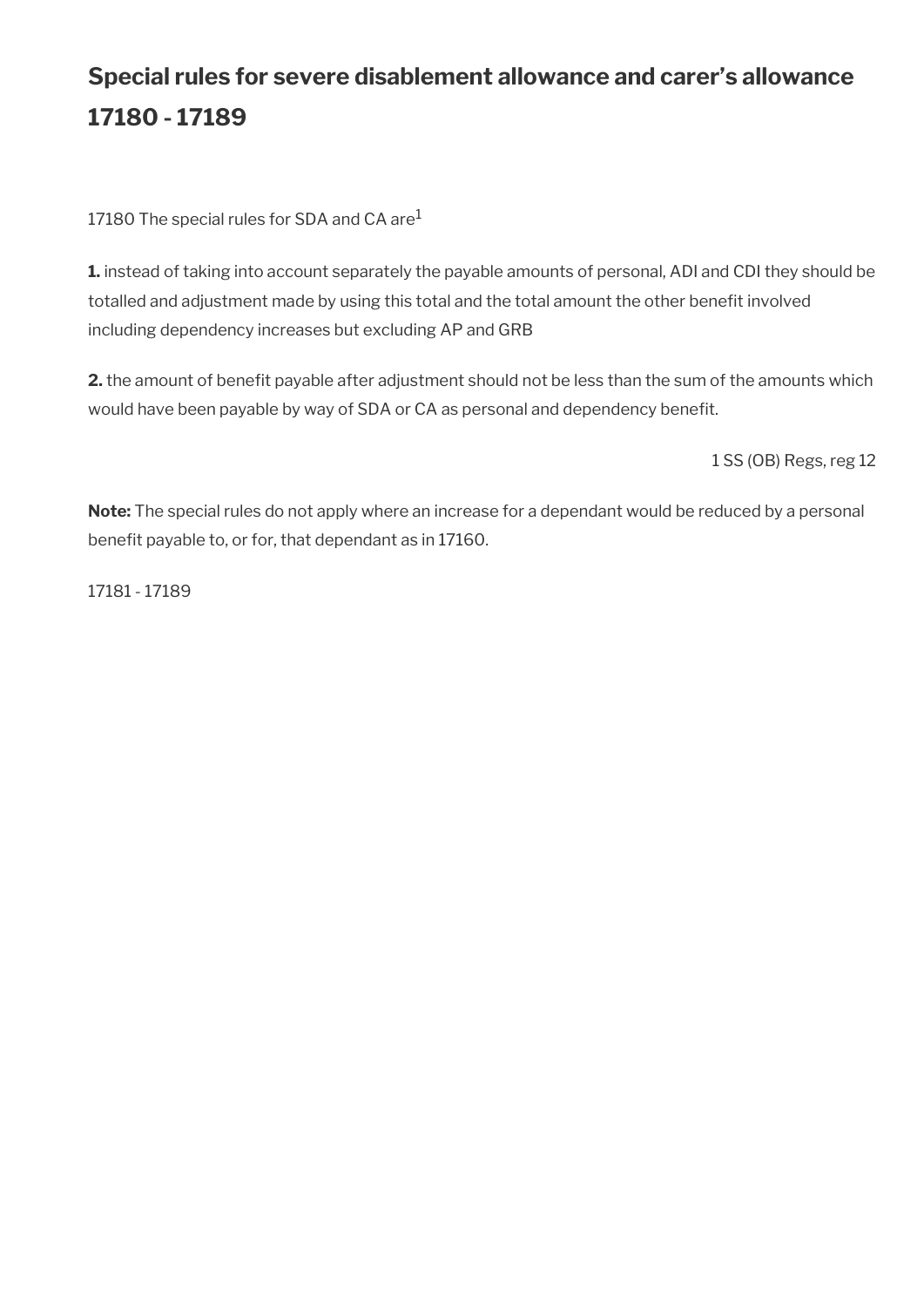## Special rules for severe disablement allowance and carer's allowance 17180 - 17189

17180 The special rules for SDA and CA are[1]

**1.** instead of taking into account separately the payable amounts of personal, ADI and CDI they should be totalled and adjustment made by using this total and the total amount the other benefit involved including dependency increases but excluding AP and GRB

**2.** the amount of benefit payable after adjustment should not be less than the sum of the amounts which would have been payable by way of SDA or CA as personal and dependency benefit.

1 SS (OB) Regs, reg 12

**Note:** The special rules do not apply where an increase for a dependant would be reduced by a personal benefit payable to, or for, that dependant as in 17160.

17181 - 17189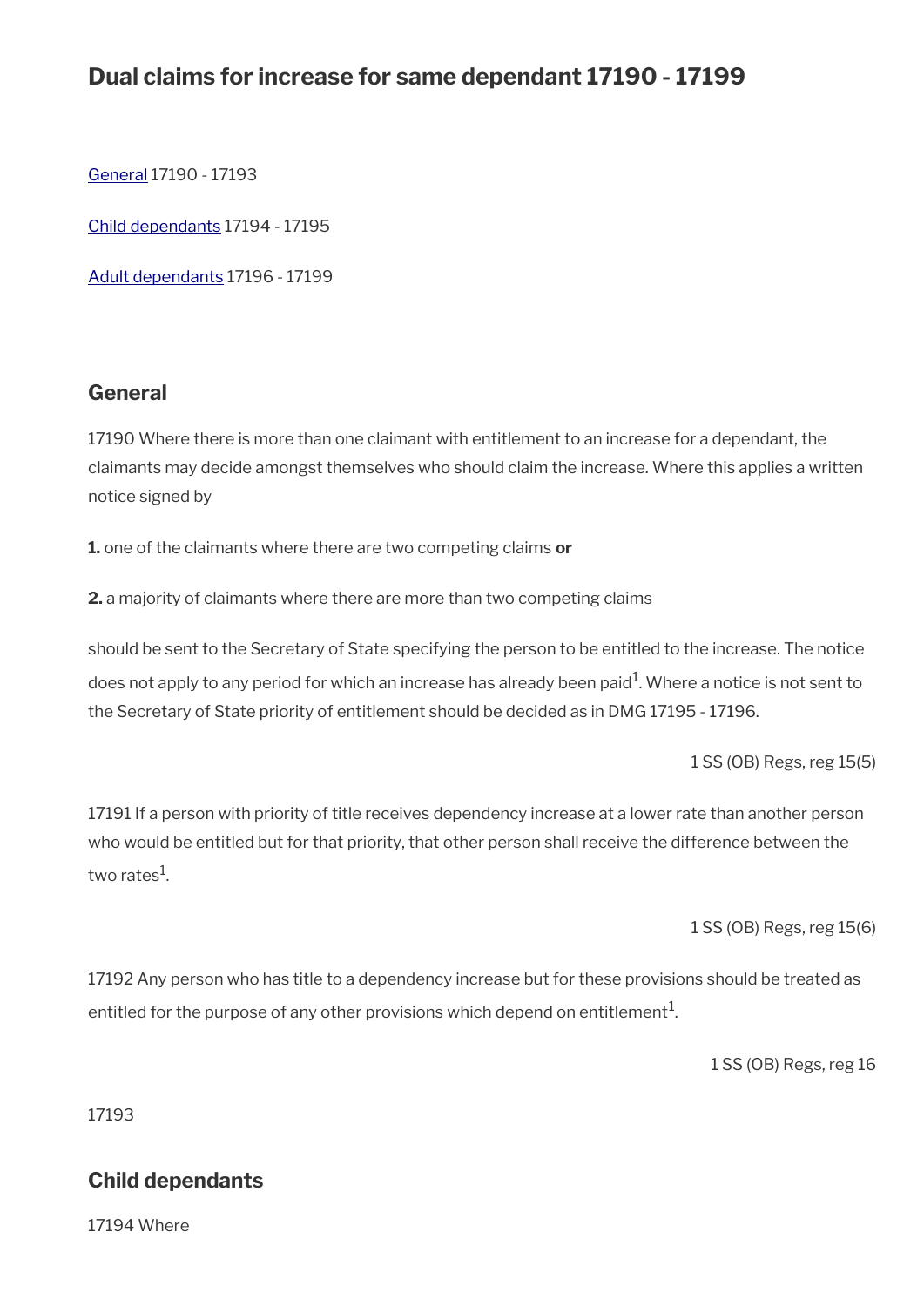## Dual claims for increase for same dependant 17190 - 17199

[General](#) 17190 - 17193

[Child dependants](#) 17194 - 17195

[Adult dependants](#) 17196 - 17199

### General

17190 Where there is more than one claimant with entitlement to an increase for a dependant, the claimants may decide amongst themselves who should claim the increase. Where this applies a written notice signed by

**1.** one of the claimants where there are two competing claims **or**

**2.** a majority of claimants where there are more than two competing claims

should be sent to the Secretary of State specifying the person to be entitled to the increase. The notice does not apply to any period for which an increase has already been paid[1]. Where a notice is not sent to the Secretary of State priority of entitlement should be decided as in DMG 17195 - 17196.

1 SS (OB) Regs, reg 15(5)

17191 If a person with priority of title receives dependency increase at a lower rate than another person who would be entitled but for that priority, that other person shall receive the difference between the two rates[1].

1 SS (OB) Regs, reg 15(6)

17192 Any person who has title to a dependency increase but for these provisions should be treated as entitled for the purpose of any other provisions which depend on entitlement[1].

1 SS (OB) Regs, reg 16

17193

### Child dependants

17194 Where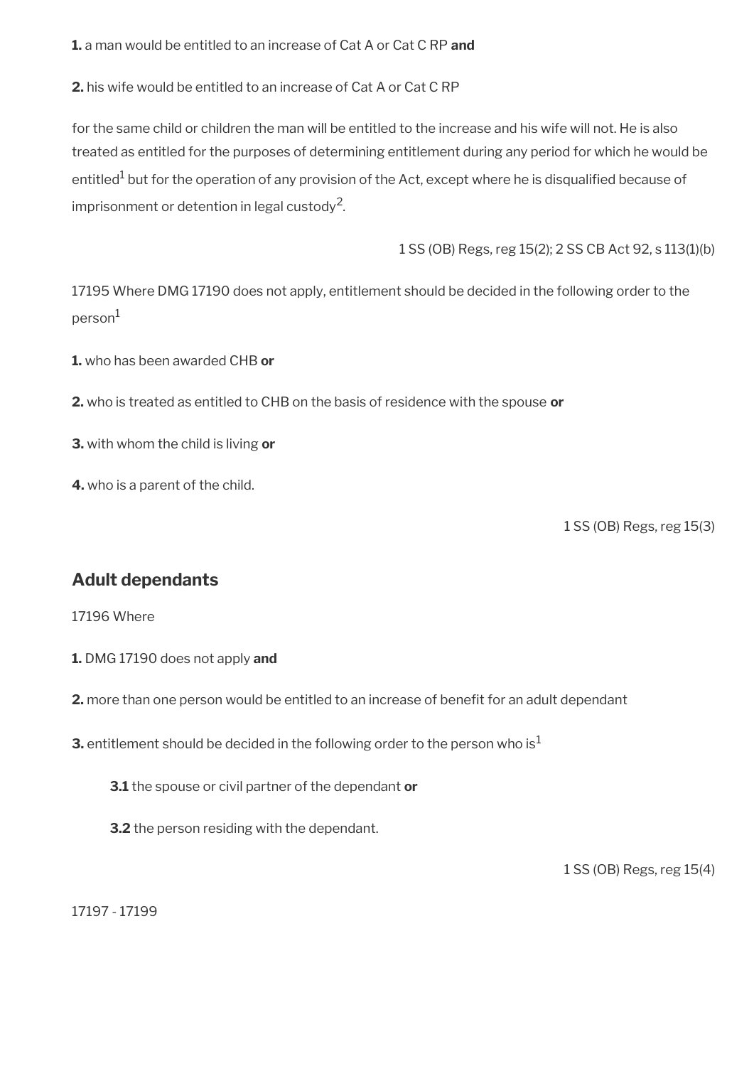**1.** a man would be entitled to an increase of Cat A or Cat C RP **and**

**2.** his wife would be entitled to an increase of Cat A or Cat C RP

for the same child or children the man will be entitled to the increase and his wife will not. He is also treated as entitled for the purposes of determining entitlement during any period for which he would be entitled[1] but for the operation of any provision of the Act, except where he is disqualified because of imprisonment or detention in legal custody[2].

1 SS (OB) Regs, reg 15(2); 2 SS CB Act 92, s 113(1)(b)

17195 Where DMG 17190 does not apply, entitlement should be decided in the following order to the person[1]

**1.** who has been awarded CHB **or**

**2.** who is treated as entitled to CHB on the basis of residence with the spouse **or**

**3.** with whom the child is living **or**

**4.** who is a parent of the child.

1 SS (OB) Regs, reg 15(3)

## Adult dependants

17196 Where

**1.** DMG 17190 does not apply **and**

**2.** more than one person would be entitled to an increase of benefit for an adult dependant

**3.** entitlement should be decided in the following order to the person who is[1]

  **3.1** the spouse or civil partner of the dependant **or**

  **3.2** the person residing with the dependant.

1 SS (OB) Regs, reg 15(4)

17197 - 17199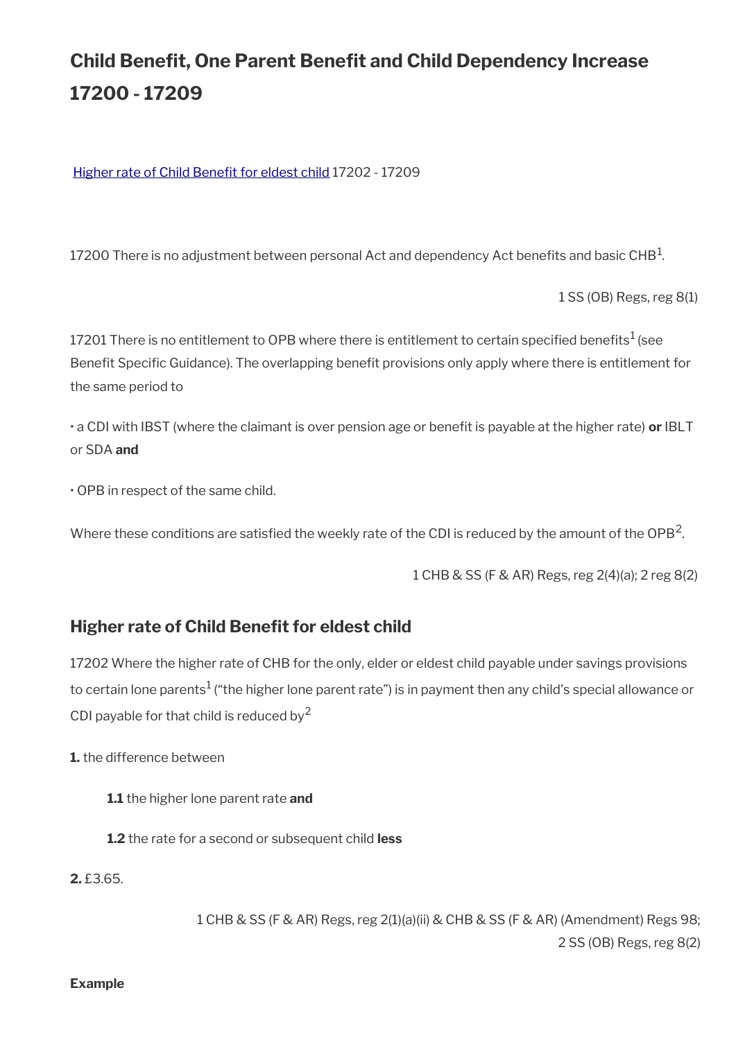# Child Benefit, One Parent Benefit and Child Dependency Increase 17200 - 17209

[Higher rate of Child Benefit for eldest child](#) 17202 - 17209

17200 There is no adjustment between personal Act and dependency Act benefits and basic CHB[1].

1 SS (OB) Regs, reg 8(1)

17201 There is no entitlement to OPB where there is entitlement to certain specified benefits[1] (see Benefit Specific Guidance). The overlapping benefit provisions only apply where there is entitlement for the same period to

• a CDI with IBST (where the claimant is over pension age or benefit is payable at the higher rate) **or** IBLT or SDA **and**

• OPB in respect of the same child.

Where these conditions are satisfied the weekly rate of the CDI is reduced by the amount of the OPB[2].

1 CHB & SS (F & AR) Regs, reg 2(4)(a); 2 reg 8(2)

## Higher rate of Child Benefit for eldest child

17202 Where the higher rate of CHB for the only, elder or eldest child payable under savings provisions to certain lone parents[1] ("the higher lone parent rate") is in payment then any child's special allowance or CDI payable for that child is reduced by[2]

**1.** the difference between

> **1.1** the higher lone parent rate **and**
>
> **1.2** the rate for a second or subsequent child **less**

**2.** £3.65.

1 CHB & SS (F & AR) Regs, reg 2(1)(a)(ii) & CHB & SS (F & AR) (Amendment) Regs 98; 2 SS (OB) Regs, reg 8(2)

**Example**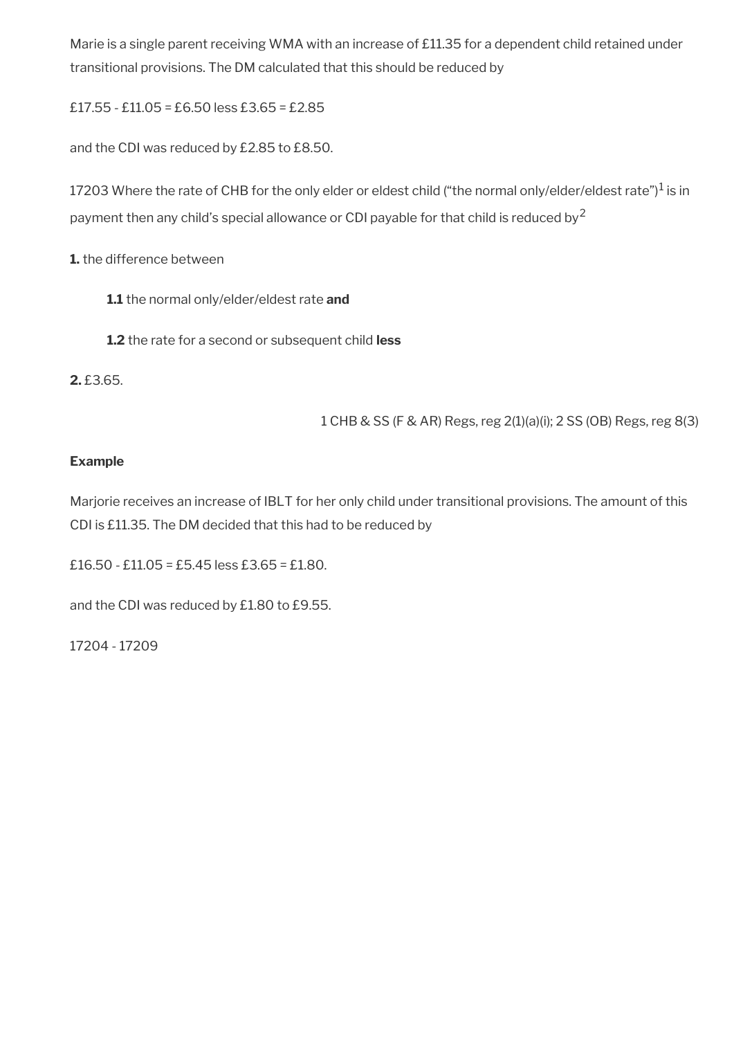Marie is a single parent receiving WMA with an increase of £11.35 for a dependent child retained under transitional provisions. The DM calculated that this should be reduced by

£17.55 - £11.05 = £6.50 less £3.65 = £2.85

and the CDI was reduced by £2.85 to £8.50.

17203 Where the rate of CHB for the only elder or eldest child ("the normal only/elder/eldest rate")[1] is in payment then any child's special allowance or CDI payable for that child is reduced by[2]

**1.** the difference between

**1.1** the normal only/elder/eldest rate **and**

**1.2** the rate for a second or subsequent child **less**

**2.** £3.65.

1 CHB & SS (F & AR) Regs, reg 2(1)(a)(i); 2 SS (OB) Regs, reg 8(3)

**Example**

Marjorie receives an increase of IBLT for her only child under transitional provisions. The amount of this CDI is £11.35. The DM decided that this had to be reduced by

£16.50 - £11.05 = £5.45 less £3.65 = £1.80.

and the CDI was reduced by £1.80 to £9.55.

17204 - 17209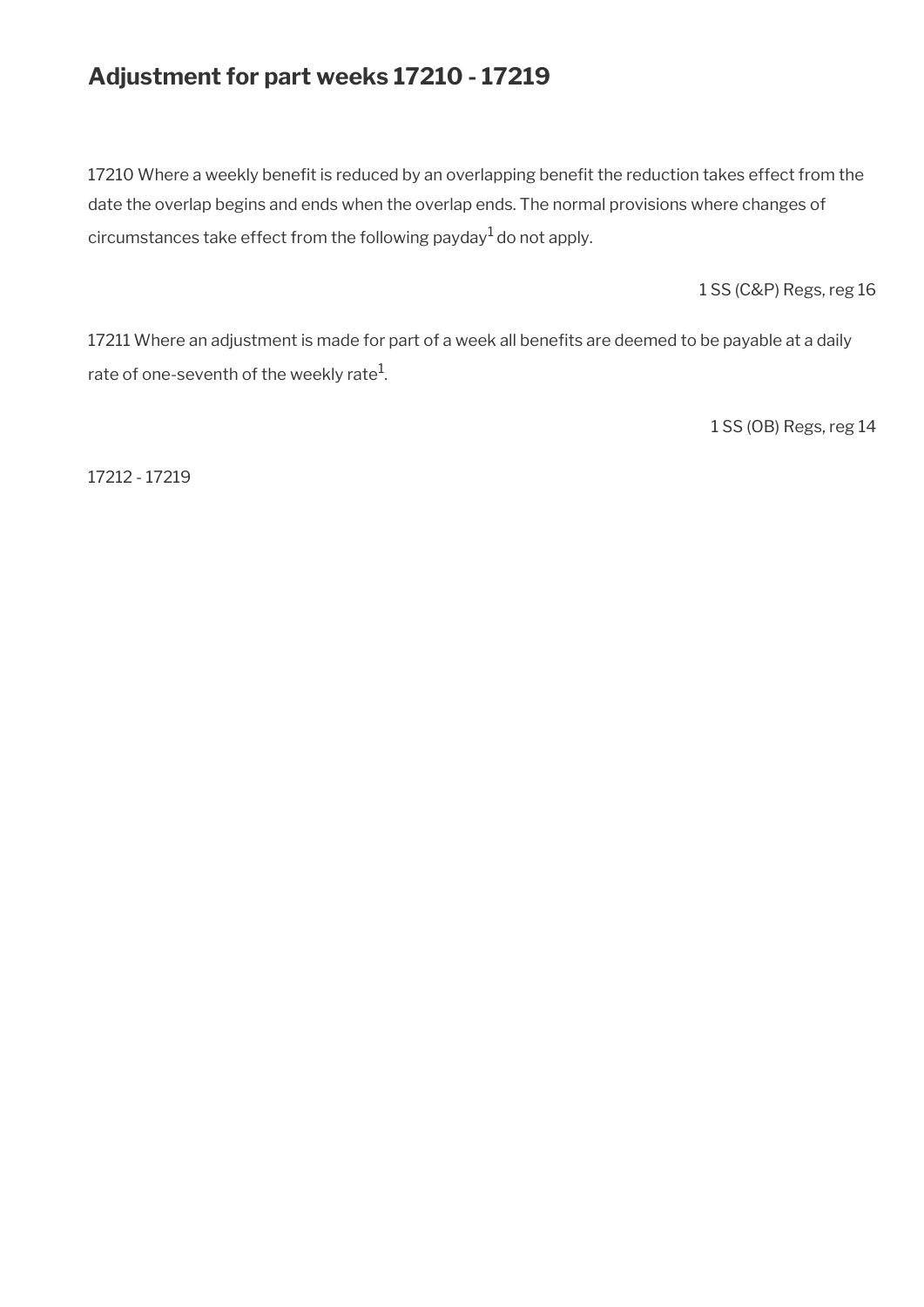## Adjustment for part weeks 17210 - 17219

17210 Where a weekly benefit is reduced by an overlapping benefit the reduction takes effect from the date the overlap begins and ends when the overlap ends. The normal provisions where changes of circumstances take effect from the following payday[1] do not apply.

1 SS (C&P) Regs, reg 16

17211 Where an adjustment is made for part of a week all benefits are deemed to be payable at a daily rate of one-seventh of the weekly rate[1].

1 SS (OB) Regs, reg 14

17212 - 17219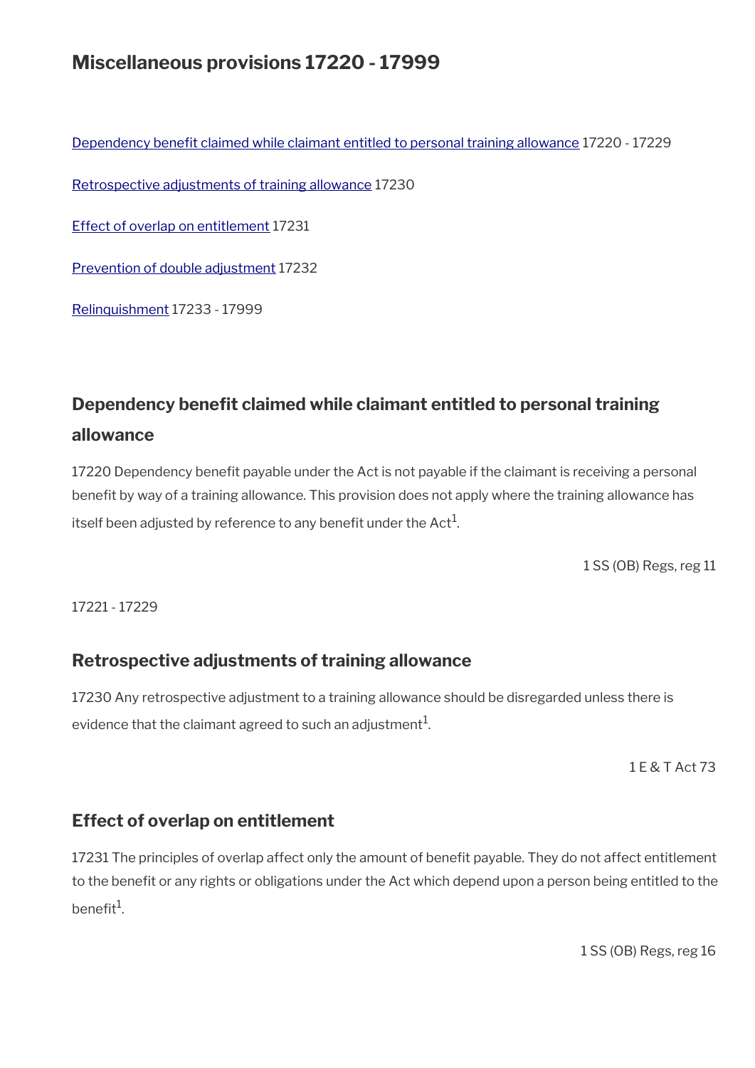## Miscellaneous provisions 17220 - 17999

Dependency benefit claimed while claimant entitled to personal training allowance 17220 - 17229

Retrospective adjustments of training allowance 17230

Effect of overlap on entitlement 17231

Prevention of double adjustment 17232

Relinquishment 17233 - 17999

### Dependency benefit claimed while claimant entitled to personal training allowance

17220 Dependency benefit payable under the Act is not payable if the claimant is receiving a personal benefit by way of a training allowance. This provision does not apply where the training allowance has itself been adjusted by reference to any benefit under the Act[1].

1 SS (OB) Regs, reg 11

17221 - 17229

### Retrospective adjustments of training allowance

17230 Any retrospective adjustment to a training allowance should be disregarded unless there is evidence that the claimant agreed to such an adjustment[1].

1 E & T Act 73

### Effect of overlap on entitlement

17231 The principles of overlap affect only the amount of benefit payable. They do not affect entitlement to the benefit or any rights or obligations under the Act which depend upon a person being entitled to the benefit[1].

1 SS (OB) Regs, reg 16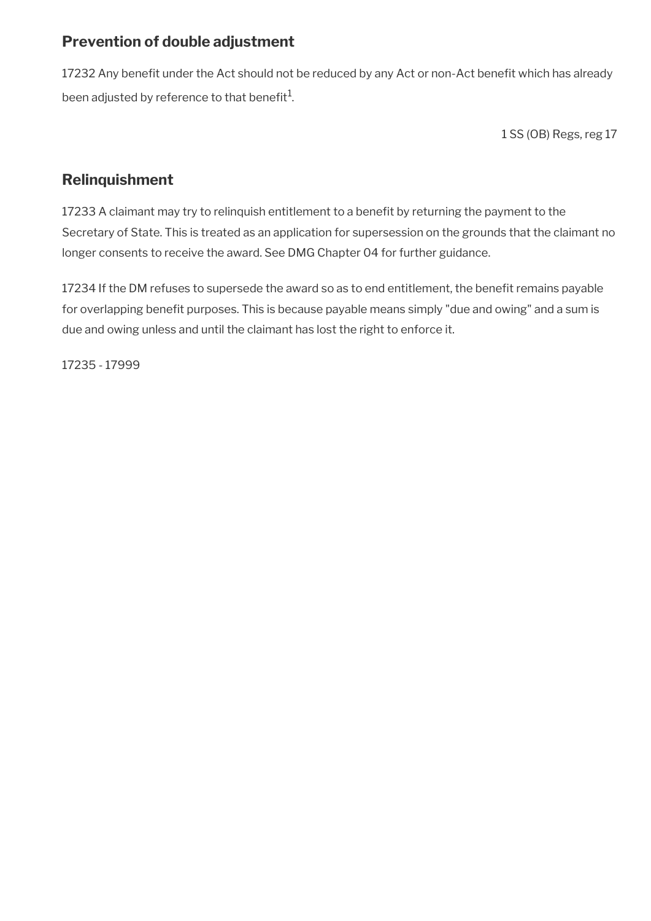## Prevention of double adjustment

17232 Any benefit under the Act should not be reduced by any Act or non-Act benefit which has already been adjusted by reference to that benefit[1].

1 SS (OB) Regs, reg 17

## Relinquishment

17233 A claimant may try to relinquish entitlement to a benefit by returning the payment to the Secretary of State. This is treated as an application for supersession on the grounds that the claimant no longer consents to receive the award. See DMG Chapter 04 for further guidance.

17234 If the DM refuses to supersede the award so as to end entitlement, the benefit remains payable for overlapping benefit purposes. This is because payable means simply "due and owing" and a sum is due and owing unless and until the claimant has lost the right to enforce it.

17235 - 17999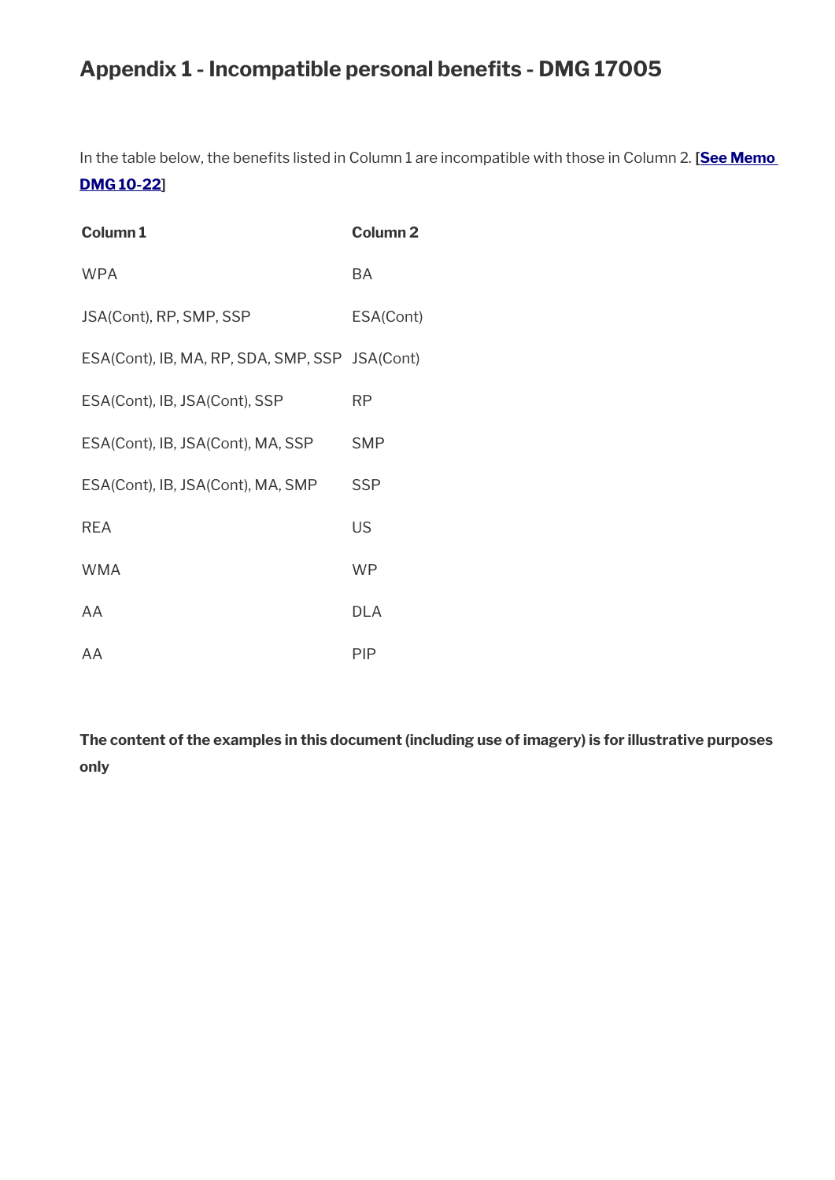## Appendix 1 - Incompatible personal benefits - DMG 17005

In the table below, the benefits listed in Column 1 are incompatible with those in Column 2. **[See Memo DMG 10-22]**

| Column 1 | Column 2 |
|---|---|
| WPA | BA |
| JSA(Cont), RP, SMP, SSP | ESA(Cont) |
| ESA(Cont), IB, MA, RP, SDA, SMP, SSP | JSA(Cont) |
| ESA(Cont), IB, JSA(Cont), SSP | RP |
| ESA(Cont), IB, JSA(Cont), MA, SSP | SMP |
| ESA(Cont), IB, JSA(Cont), MA, SMP | SSP |
| REA | US |
| WMA | WP |
| AA | DLA |
| AA | PIP |

**The content of the examples in this document (including use of imagery) is for illustrative purposes only**